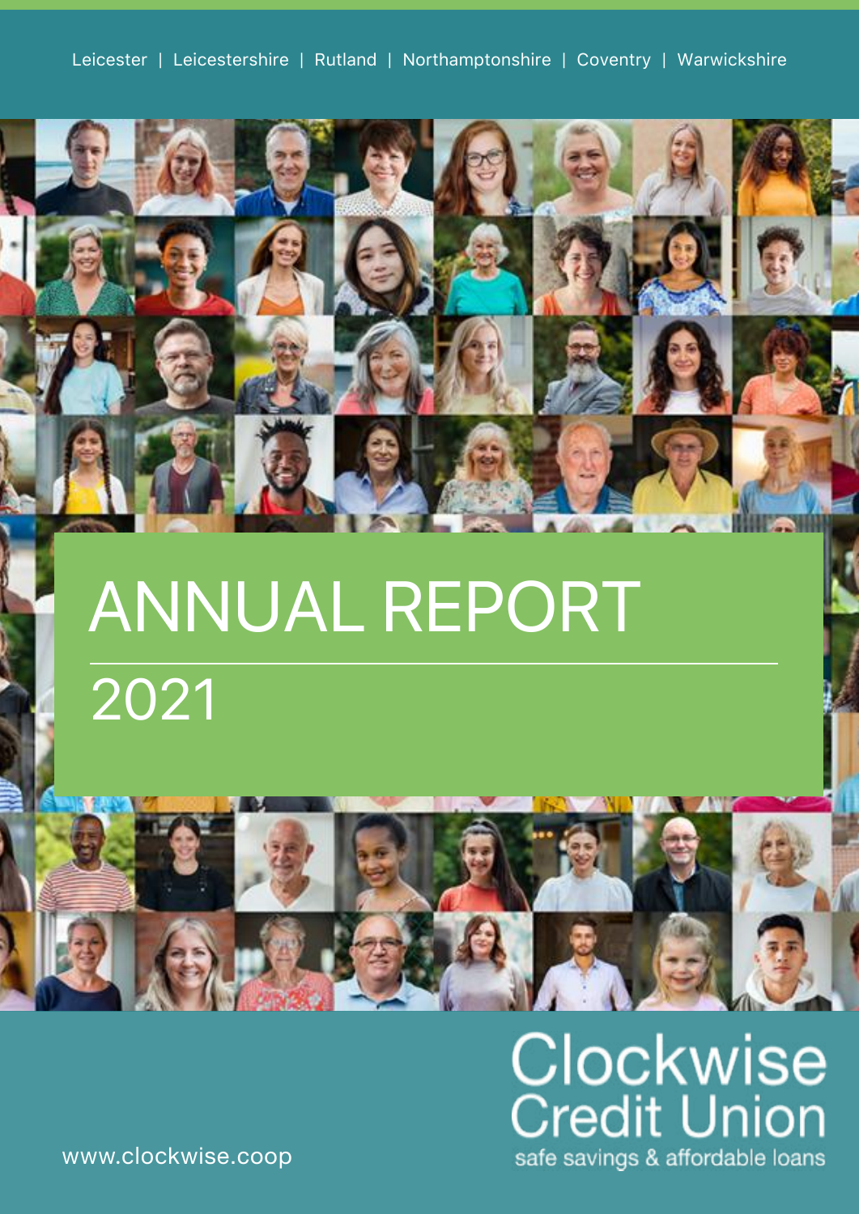Leicester | Leicestershire | Rutland | Northamptonshire | Coventry | Warwickshire

# ANNUAL REPORT

## 2021

www.clockwise.coop

Clockwise Credit Union

safe savings & affordable loans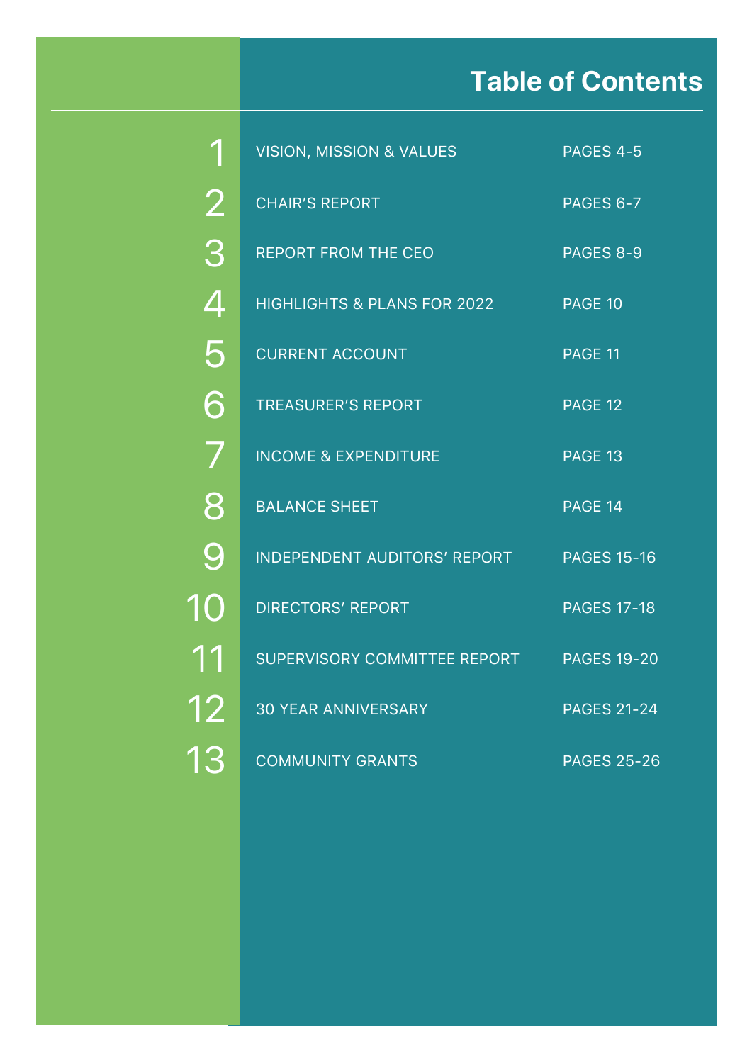# Table of Contents

| | | |
|---|---|---|
| 1 | VISION, MISSION & VALUES | PAGES 4-5 |
| 2 | CHAIR'S REPORT | PAGES 6-7 |
| 3 | REPORT FROM THE CEO | PAGES 8-9 |
| 4 | HIGHLIGHTS & PLANS FOR 2022 | PAGE 10 |
| 5 | CURRENT ACCOUNT | PAGE 11 |
| 6 | TREASURER'S REPORT | PAGE 12 |
| 7 | INCOME & EXPENDITURE | PAGE 13 |
| 8 | BALANCE SHEET | PAGE 14 |
| 9 | INDEPENDENT AUDITORS' REPORT | PAGES 15-16 |
| 10 | DIRECTORS' REPORT | PAGES 17-18 |
| 11 | SUPERVISORY COMMITTEE REPORT | PAGES 19-20 |
| 12 | 30 YEAR ANNIVERSARY | PAGES 21-24 |
| 13 | COMMUNITY GRANTS | PAGES 25-26 |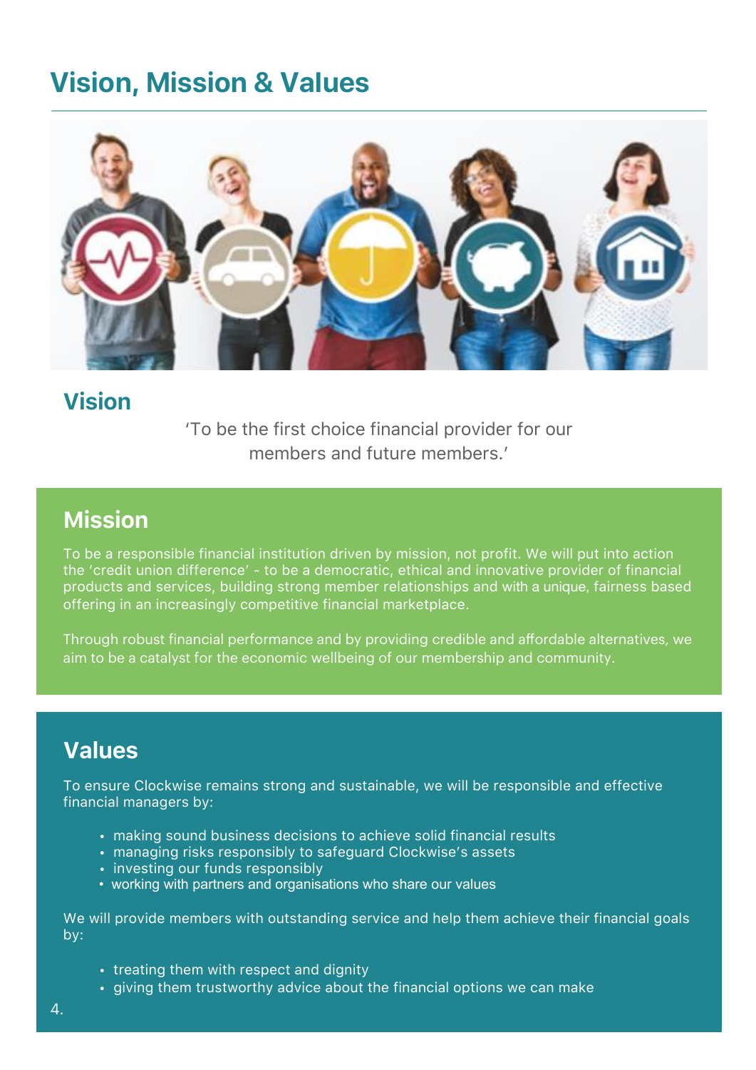# Vision, Mission & Values

## Vision

'To be the first choice financial provider for our members and future members.'

## Mission

To be a responsible financial institution driven by mission, not profit. We will put into action the 'credit union difference' - to be a democratic, ethical and innovative provider of financial products and services, building strong member relationships and with a unique, fairness based offering in an increasingly competitive financial marketplace.

Through robust financial performance and by providing credible and affordable alternatives, we aim to be a catalyst for the economic wellbeing of our membership and community.

## Values

To ensure Clockwise remains strong and sustainable, we will be responsible and effective financial managers by:

- making sound business decisions to achieve solid financial results
- managing risks responsibly to safeguard Clockwise's assets
- investing our funds responsibly
- working with partners and organisations who share our values

We will provide members with outstanding service and help them achieve their financial goals by:

- treating them with respect and dignity
- giving them trustworthy advice about the financial options we can make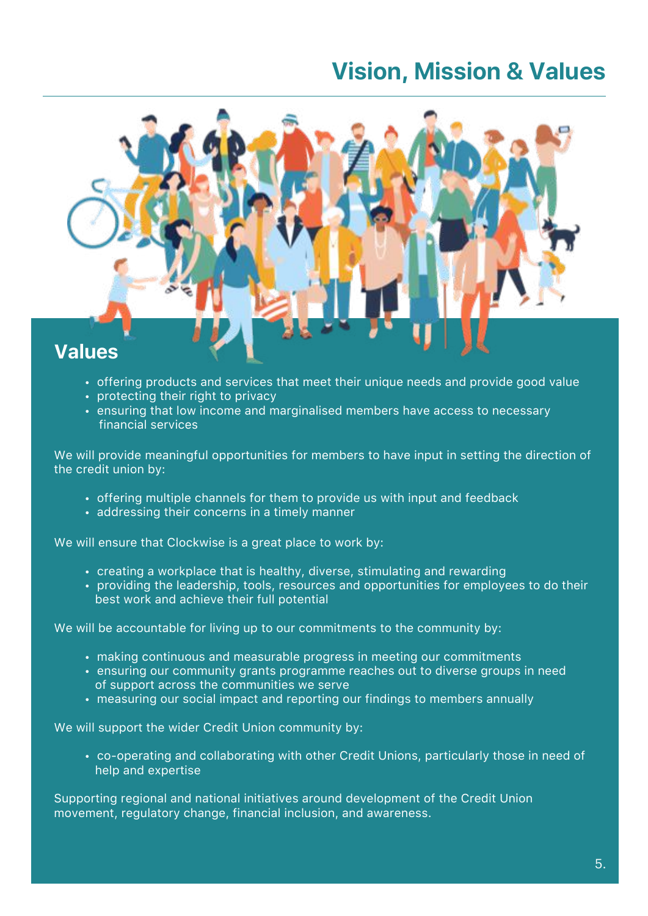# Vision, Mission & Values

## Values

- offering products and services that meet their unique needs and provide good value
- protecting their right to privacy
- ensuring that low income and marginalised members have access to necessary financial services

We will provide meaningful opportunities for members to have input in setting the direction of the credit union by:

- offering multiple channels for them to provide us with input and feedback
- addressing their concerns in a timely manner

We will ensure that Clockwise is a great place to work by:

- creating a workplace that is healthy, diverse, stimulating and rewarding
- providing the leadership, tools, resources and opportunities for employees to do their best work and achieve their full potential

We will be accountable for living up to our commitments to the community by:

- making continuous and measurable progress in meeting our commitments
- ensuring our community grants programme reaches out to diverse groups in need of support across the communities we serve
- measuring our social impact and reporting our findings to members annually

We will support the wider Credit Union community by:

- co-operating and collaborating with other Credit Unions, particularly those in need of help and expertise

Supporting regional and national initiatives around development of the Credit Union movement, regulatory change, financial inclusion, and awareness.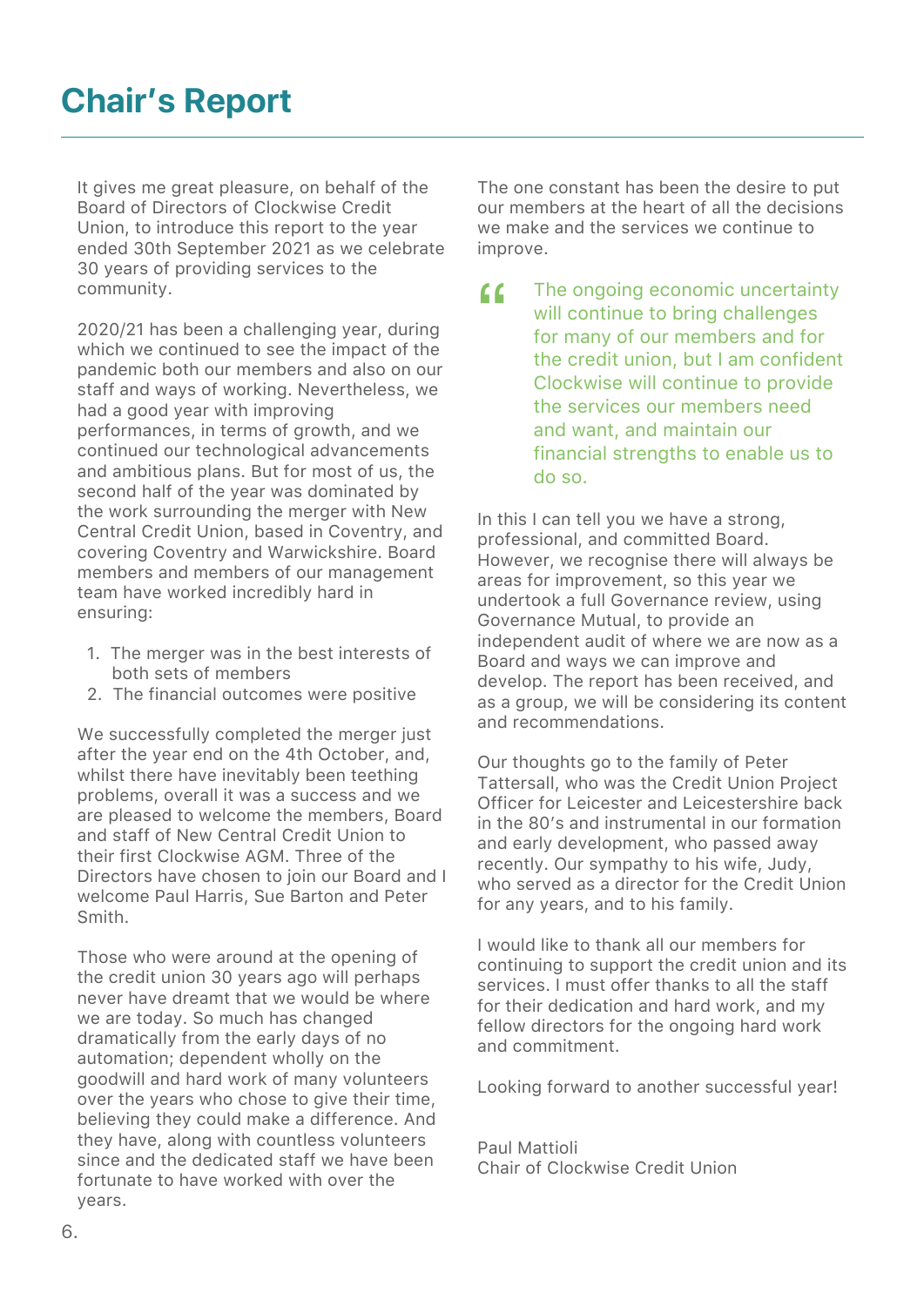# Chair's Report

It gives me great pleasure, on behalf of the Board of Directors of Clockwise Credit Union, to introduce this report to the year ended 30th September 2021 as we celebrate 30 years of providing services to the community.

2020/21 has been a challenging year, during which we continued to see the impact of the pandemic both our members and also on our staff and ways of working. Nevertheless, we had a good year with improving performances, in terms of growth, and we continued our technological advancements and ambitious plans. But for most of us, the second half of the year was dominated by the work surrounding the merger with New Central Credit Union, based in Coventry, and covering Coventry and Warwickshire. Board members and members of our management team have worked incredibly hard in ensuring:

1. The merger was in the best interests of both sets of members
2. The financial outcomes were positive

We successfully completed the merger just after the year end on the 4th October, and, whilst there have inevitably been teething problems, overall it was a success and we are pleased to welcome the members, Board and staff of New Central Credit Union to their first Clockwise AGM. Three of the Directors have chosen to join our Board and I welcome Paul Harris, Sue Barton and Peter Smith.

Those who were around at the opening of the credit union 30 years ago will perhaps never have dreamt that we would be where we are today. So much has changed dramatically from the early days of no automation; dependent wholly on the goodwill and hard work of many volunteers over the years who chose to give their time, believing they could make a difference. And they have, along with countless volunteers since and the dedicated staff we have been fortunate to have worked with over the years.

The one constant has been the desire to put our members at the heart of all the decisions we make and the services we continue to improve.

> "The ongoing economic uncertainty will continue to bring challenges for many of our members and for the credit union, but I am confident Clockwise will continue to provide the services our members need and want, and maintain our financial strengths to enable us to do so.

In this I can tell you we have a strong, professional, and committed Board. However, we recognise there will always be areas for improvement, so this year we undertook a full Governance review, using Governance Mutual, to provide an independent audit of where we are now as a Board and ways we can improve and develop. The report has been received, and as a group, we will be considering its content and recommendations.

Our thoughts go to the family of Peter Tattersall, who was the Credit Union Project Officer for Leicester and Leicestershire back in the 80's and instrumental in our formation and early development, who passed away recently. Our sympathy to his wife, Judy, who served as a director for the Credit Union for any years, and to his family.

I would like to thank all our members for continuing to support the credit union and its services. I must offer thanks to all the staff for their dedication and hard work, and my fellow directors for the ongoing hard work and commitment.

Looking forward to another successful year!

Paul Mattioli
Chair of Clockwise Credit Union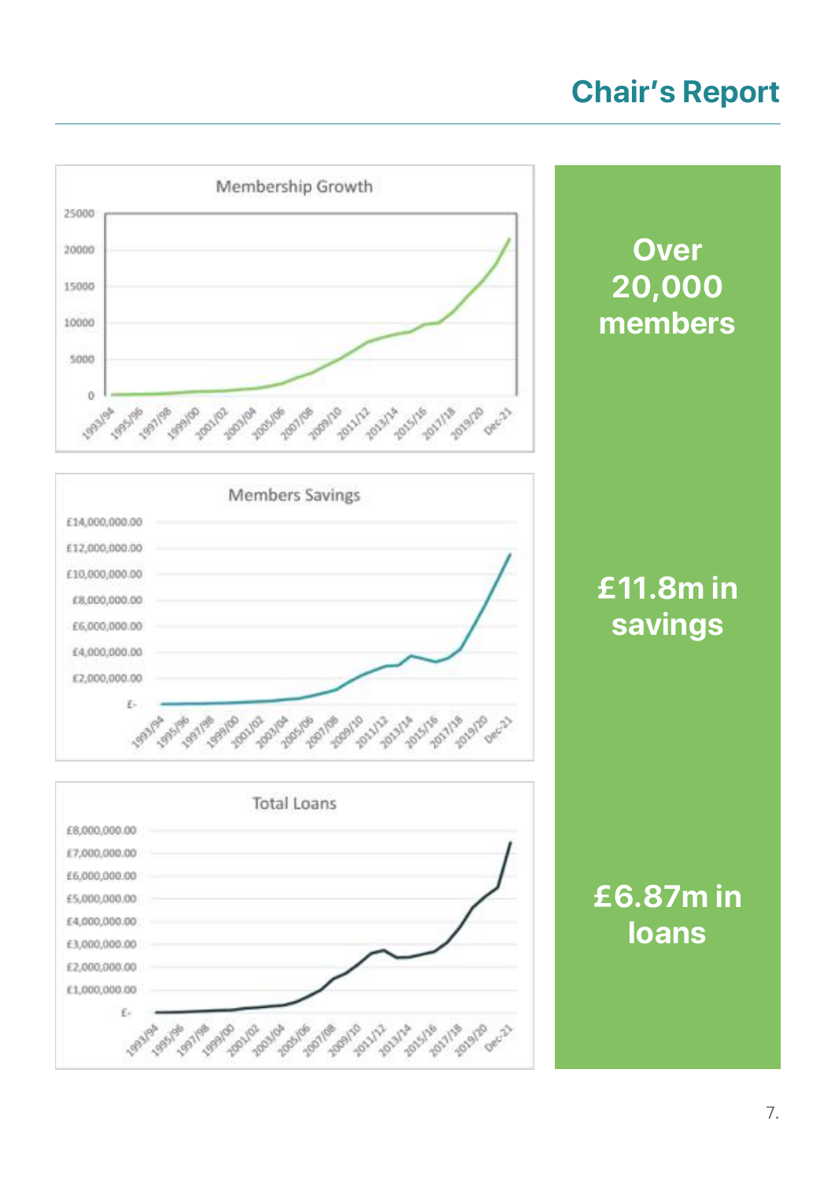# Chair's Report

**Membership Growth**

25000
20000
15000
10000
5000
0

1993/94, 1995/96, 1997/98, 1999/00, 2001/02, 2003/04, 2005/06, 2007/08, 2009/10, 2011/12, 2013/14, 2015/16, 2017/18, 2019/20, Dec-21

**Members Savings**

£14,000,000.00
£12,000,000.00
£10,000,000.00
£8,000,000.00
£6,000,000.00
£4,000,000.00
£2,000,000.00
£-

1993/94, 1995/96, 1997/98, 1999/00, 2001/02, 2003/04, 2005/06, 2007/08, 2009/10, 2011/12, 2013/14, 2015/16, 2017/18, 2019/20, Dec-21

**Total Loans**

£8,000,000.00
£7,000,000.00
£6,000,000.00
£5,000,000.00
£4,000,000.00
£3,000,000.00
£2,000,000.00
£1,000,000.00
£-

1993/94, 1995/96, 1997/98, 1999/00, 2001/02, 2003/04, 2005/06, 2007/08, 2009/10, 2011/12, 2013/14, 2015/16, 2017/18, 2019/20, Dec-21

**Over 20,000 members**

**£11.8m in savings**

**£6.87m in loans**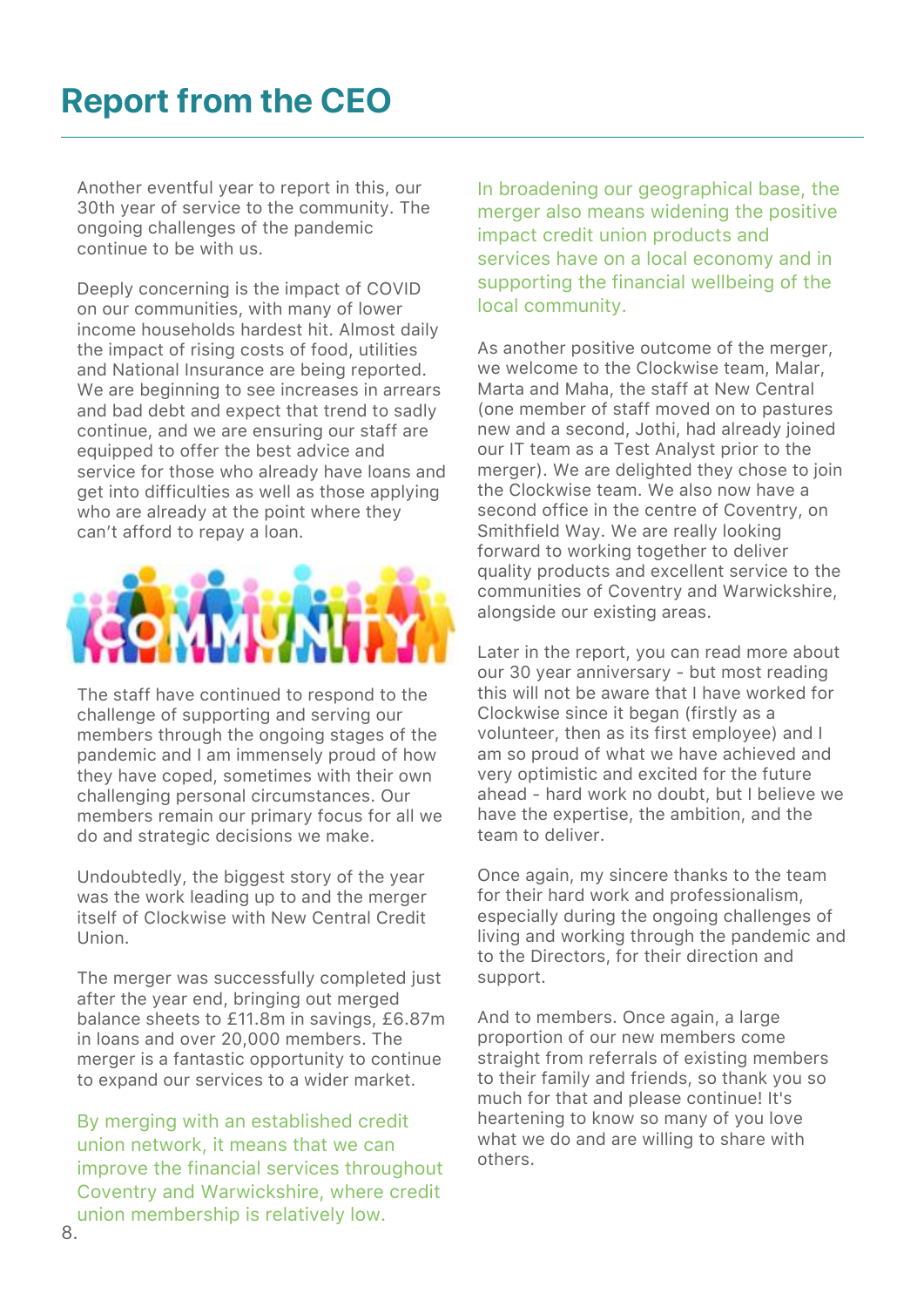# Report from the CEO

Another eventful year to report in this, our 30th year of service to the community. The ongoing challenges of the pandemic continue to be with us.

Deeply concerning is the impact of COVID on our communities, with many of lower income households hardest hit. Almost daily the impact of rising costs of food, utilities and National Insurance are being reported. We are beginning to see increases in arrears and bad debt and expect that trend to sadly continue, and we are ensuring our staff are equipped to offer the best advice and service for those who already have loans and get into difficulties as well as those applying who are already at the point where they can't afford to repay a loan.

The staff have continued to respond to the challenge of supporting and serving our members through the ongoing stages of the pandemic and I am immensely proud of how they have coped, sometimes with their own challenging personal circumstances. Our members remain our primary focus for all we do and strategic decisions we make.

Undoubtedly, the biggest story of the year was the work leading up to and the merger itself of Clockwise with New Central Credit Union.

The merger was successfully completed just after the year end, bringing out merged balance sheets to £11.8m in savings, £6.87m in loans and over 20,000 members. The merger is a fantastic opportunity to continue to expand our services to a wider market.

By merging with an established credit union network, it means that we can improve the financial services throughout Coventry and Warwickshire, where credit union membership is relatively low.

In broadening our geographical base, the merger also means widening the positive impact credit union products and services have on a local economy and in supporting the financial wellbeing of the local community.

As another positive outcome of the merger, we welcome to the Clockwise team, Malar, Marta and Maha, the staff at New Central (one member of staff moved on to pastures new and a second, Jothi, had already joined our IT team as a Test Analyst prior to the merger). We are delighted they chose to join the Clockwise team. We also now have a second office in the centre of Coventry, on Smithfield Way. We are really looking forward to working together to deliver quality products and excellent service to the communities of Coventry and Warwickshire, alongside our existing areas.

Later in the report, you can read more about our 30 year anniversary - but most reading this will not be aware that I have worked for Clockwise since it began (firstly as a volunteer, then as its first employee) and I am so proud of what we have achieved and very optimistic and excited for the future ahead - hard work no doubt, but I believe we have the expertise, the ambition, and the team to deliver.

Once again, my sincere thanks to the team for their hard work and professionalism, especially during the ongoing challenges of living and working through the pandemic and to the Directors, for their direction and support.

And to members. Once again, a large proportion of our new members come straight from referrals of existing members to their family and friends, so thank you so much for that and please continue! It's heartening to know so many of you love what we do and are willing to share with others.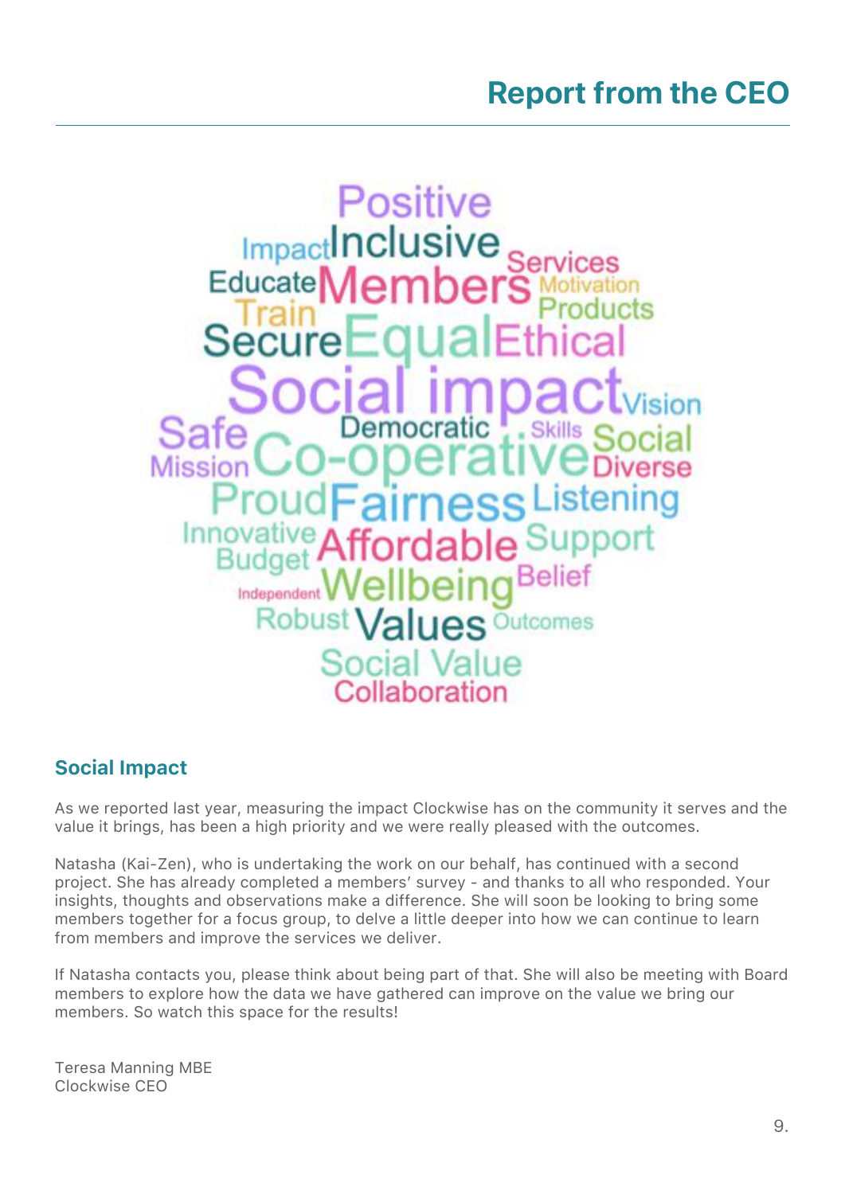# Report from the CEO

Positive
Impact Inclusive Services
Educate Members Motivation
Train Products
Secure Equal Ethical
Social impact Vision
Safe Democratic Skills Social
Mission Co-operative Diverse
Proud Fairness Listening
Innovative Affordable Support
Budget
Independent Wellbeing Belief
Robust Values Outcomes
Social Value
Collaboration

## Social Impact

As we reported last year, measuring the impact Clockwise has on the community it serves and the value it brings, has been a high priority and we were really pleased with the outcomes.

Natasha (Kai-Zen), who is undertaking the work on our behalf, has continued with a second project. She has already completed a members' survey - and thanks to all who responded. Your insights, thoughts and observations make a difference. She will soon be looking to bring some members together for a focus group, to delve a little deeper into how we can continue to learn from members and improve the services we deliver.

If Natasha contacts you, please think about being part of that. She will also be meeting with Board members to explore how the data we have gathered can improve on the value we bring our members. So watch this space for the results!

Teresa Manning MBE
Clockwise CEO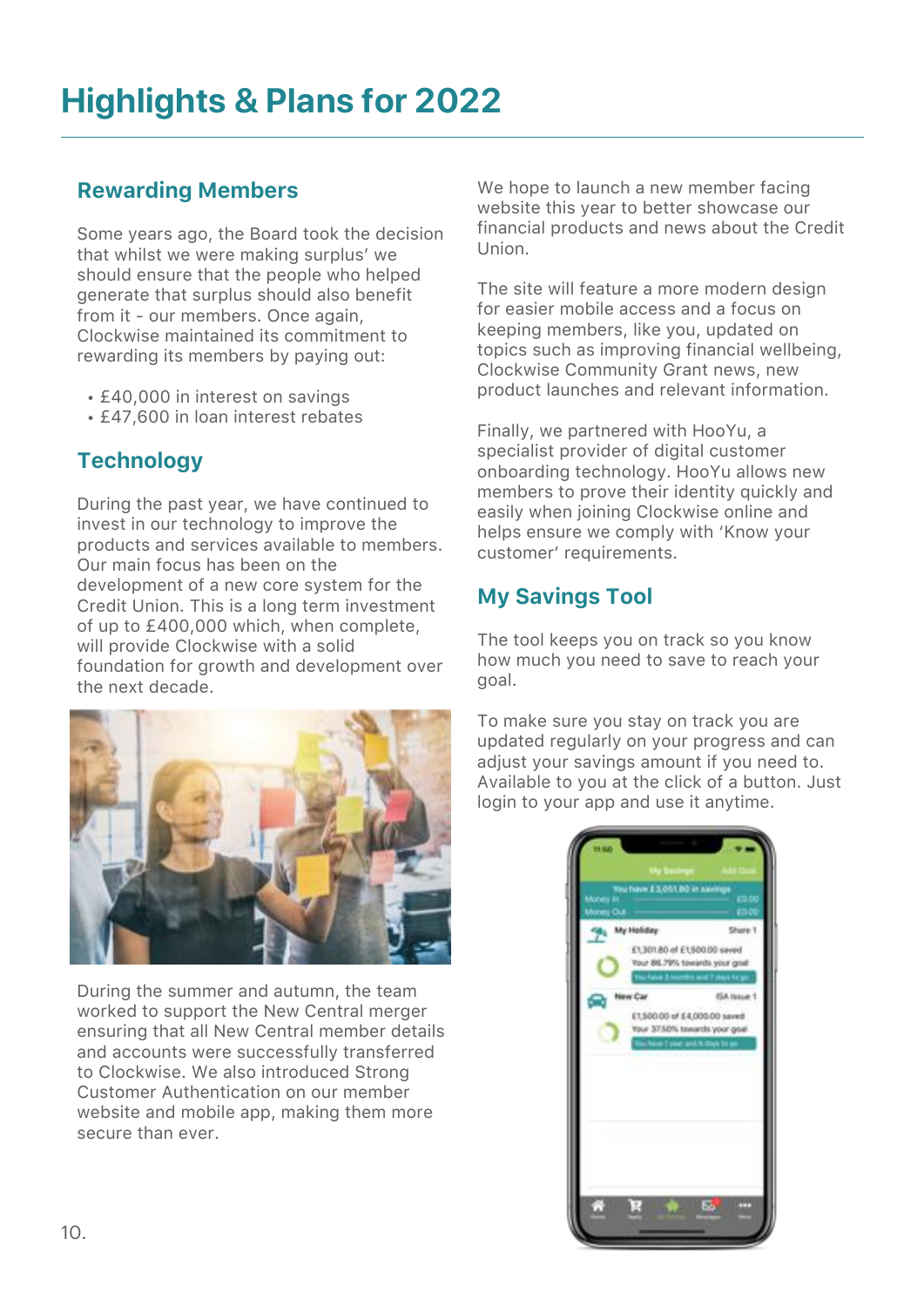# Highlights & Plans for 2022

## Rewarding Members

Some years ago, the Board took the decision that whilst we were making surplus' we should ensure that the people who helped generate that surplus should also benefit from it - our members. Once again, Clockwise maintained its commitment to rewarding its members by paying out:

- £40,000 in interest on savings
- £47,600 in loan interest rebates

## Technology

During the past year, we have continued to invest in our technology to improve the products and services available to members. Our main focus has been on the development of a new core system for the Credit Union. This is a long term investment of up to £400,000 which, when complete, will provide Clockwise with a solid foundation for growth and development over the next decade.

During the summer and autumn, the team worked to support the New Central merger ensuring that all New Central member details and accounts were successfully transferred to Clockwise. We also introduced Strong Customer Authentication on our member website and mobile app, making them more secure than ever.

We hope to launch a new member facing website this year to better showcase our financial products and news about the Credit Union.

The site will feature a more modern design for easier mobile access and a focus on keeping members, like you, updated on topics such as improving financial wellbeing, Clockwise Community Grant news, new product launches and relevant information.

Finally, we partnered with HooYu, a specialist provider of digital customer onboarding technology. HooYu allows new members to prove their identity quickly and easily when joining Clockwise online and helps ensure we comply with 'Know your customer' requirements.

## My Savings Tool

The tool keeps you on track so you know how much you need to save to reach your goal.

To make sure you stay on track you are updated regularly on your progress and can adjust your savings amount if you need to. Available to you at the click of a button. Just login to your app and use it anytime.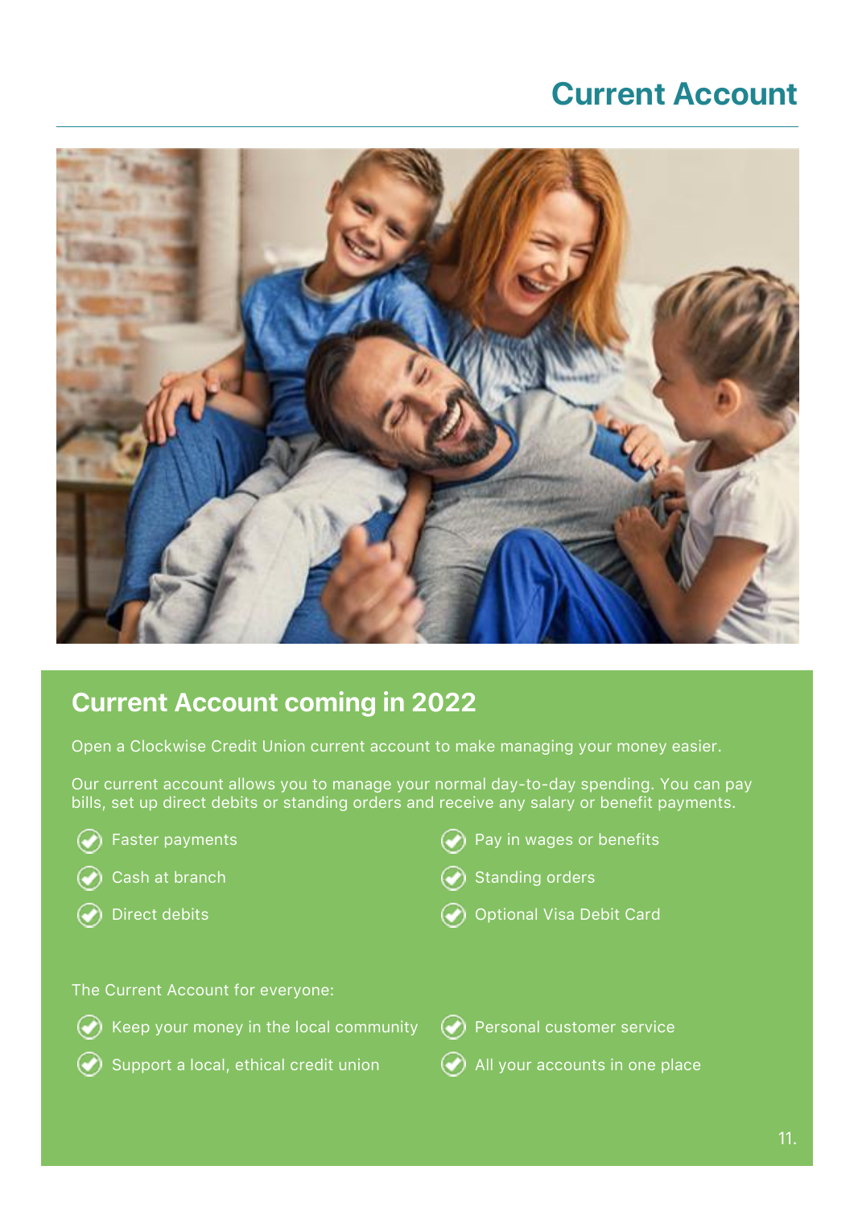# Current Account

## Current Account coming in 2022

Open a Clockwise Credit Union current account to make managing your money easier.

Our current account allows you to manage your normal day-to-day spending. You can pay bills, set up direct debits or standing orders and receive any salary or benefit payments.

- Faster payments
- Cash at branch
- Direct debits
- Pay in wages or benefits
- Standing orders
- Optional Visa Debit Card

The Current Account for everyone:

- Keep your money in the local community
- Support a local, ethical credit union
- Personal customer service
- All your accounts in one place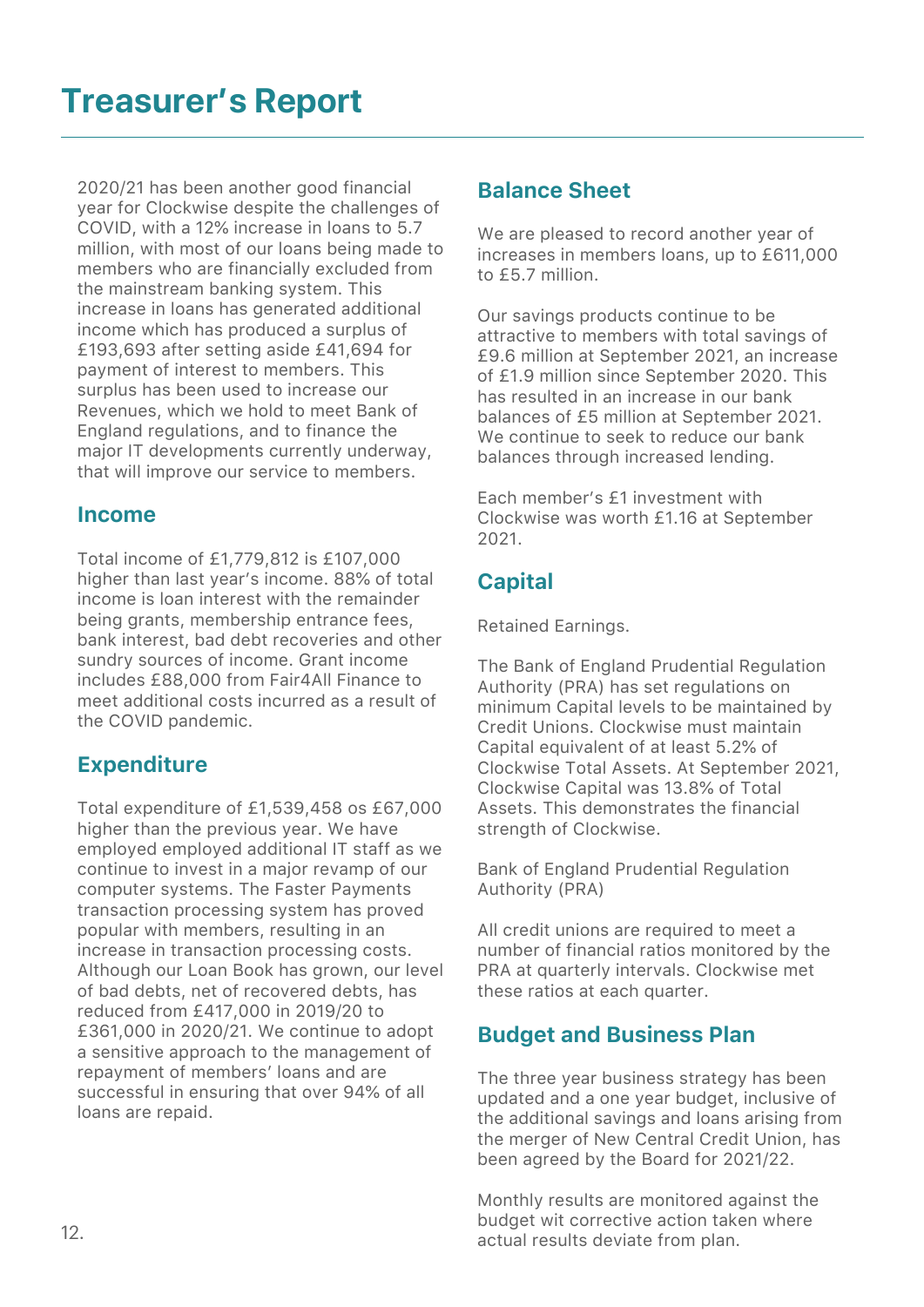# Treasurer's Report

2020/21 has been another good financial year for Clockwise despite the challenges of COVID, with a 12% increase in loans to 5.7 million, with most of our loans being made to members who are financially excluded from the mainstream banking system. This increase in loans has generated additional income which has produced a surplus of £193,693 after setting aside £41,694 for payment of interest to members. This surplus has been used to increase our Revenues, which we hold to meet Bank of England regulations, and to finance the major IT developments currently underway, that will improve our service to members.

## Income

Total income of £1,779,812 is £107,000 higher than last year's income. 88% of total income is loan interest with the remainder being grants, membership entrance fees, bank interest, bad debt recoveries and other sundry sources of income. Grant income includes £88,000 from Fair4All Finance to meet additional costs incurred as a result of the COVID pandemic.

## Expenditure

Total expenditure of £1,539,458 os £67,000 higher than the previous year. We have employed employed additional IT staff as we continue to invest in a major revamp of our computer systems. The Faster Payments transaction processing system has proved popular with members, resulting in an increase in transaction processing costs. Although our Loan Book has grown, our level of bad debts, net of recovered debts, has reduced from £417,000 in 2019/20 to £361,000 in 2020/21. We continue to adopt a sensitive approach to the management of repayment of members' loans and are successful in ensuring that over 94% of all loans are repaid.

## Balance Sheet

We are pleased to record another year of increases in members loans, up to £611,000 to £5.7 million.

Our savings products continue to be attractive to members with total savings of £9.6 million at September 2021, an increase of £1.9 million since September 2020. This has resulted in an increase in our bank balances of £5 million at September 2021. We continue to seek to reduce our bank balances through increased lending.

Each member's £1 investment with Clockwise was worth £1.16 at September 2021.

## Capital

Retained Earnings.

The Bank of England Prudential Regulation Authority (PRA) has set regulations on minimum Capital levels to be maintained by Credit Unions. Clockwise must maintain Capital equivalent of at least 5.2% of Clockwise Total Assets. At September 2021, Clockwise Capital was 13.8% of Total Assets. This demonstrates the financial strength of Clockwise.

Bank of England Prudential Regulation Authority (PRA)

All credit unions are required to meet a number of financial ratios monitored by the PRA at quarterly intervals. Clockwise met these ratios at each quarter.

## Budget and Business Plan

The three year business strategy has been updated and a one year budget, inclusive of the additional savings and loans arising from the merger of New Central Credit Union, has been agreed by the Board for 2021/22.

Monthly results are monitored against the budget wit corrective action taken where actual results deviate from plan.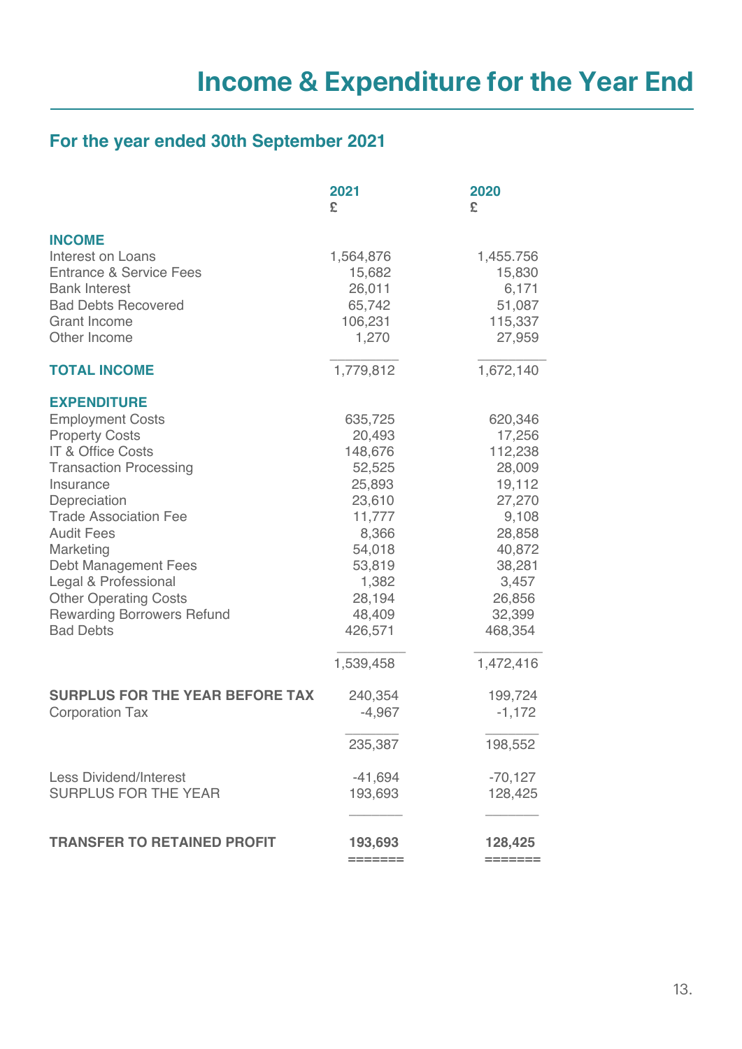# Income & Expenditure for the Year End

## For the year ended 30th September 2021

| | 2021<br>£ | 2020<br>£ |
|---|---|---|
| **INCOME** | | |
| Interest on Loans | 1,564,876 | 1,455.756 |
| Entrance & Service Fees | 15,682 | 15,830 |
| Bank Interest | 26,011 | 6,171 |
| Bad Debts Recovered | 65,742 | 51,087 |
| Grant Income | 106,231 | 115,337 |
| Other Income | 1,270 | 27,959 |
| **TOTAL INCOME** | 1,779,812 | 1,672,140 |
| **EXPENDITURE** | | |
| Employment Costs | 635,725 | 620,346 |
| Property Costs | 20,493 | 17,256 |
| IT & Office Costs | 148,676 | 112,238 |
| Transaction Processing | 52,525 | 28,009 |
| Insurance | 25,893 | 19,112 |
| Depreciation | 23,610 | 27,270 |
| Trade Association Fee | 11,777 | 9,108 |
| Audit Fees | 8,366 | 28,858 |
| Marketing | 54,018 | 40,872 |
| Debt Management Fees | 53,819 | 38,281 |
| Legal & Professional | 1,382 | 3,457 |
| Other Operating Costs | 28,194 | 26,856 |
| Rewarding Borrowers Refund | 48,409 | 32,399 |
| Bad Debts | 426,571 | 468,354 |
| | 1,539,458 | 1,472,416 |
| **SURPLUS FOR THE YEAR BEFORE TAX** | 240,354 | 199,724 |
| Corporation Tax | -4,967 | -1,172 |
| | 235,387 | 198,552 |
| Less Dividend/Interest | -41,694 | -70,127 |
| SURPLUS FOR THE YEAR | 193,693 | 128,425 |
| **TRANSFER TO RETAINED PROFIT** | **193,693** | **128,425** |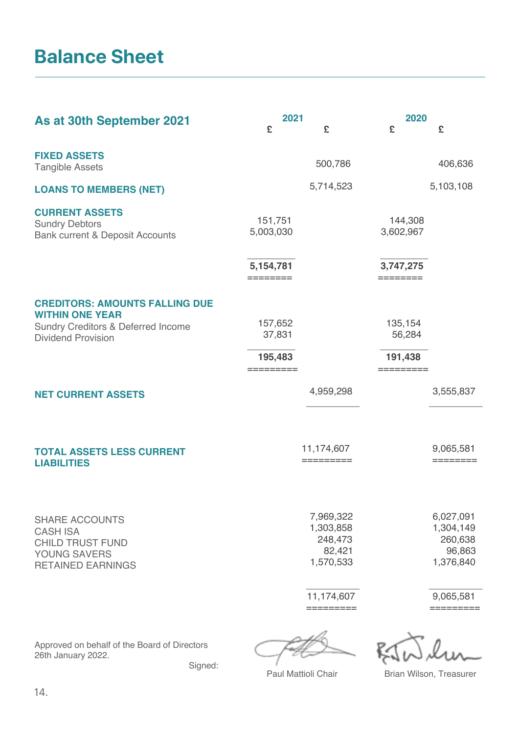# Balance Sheet

| As at 30th September 2021 | 2021 £ | 2021 £ | 2020 £ | 2020 £ |
|---|---|---|---|---|
| **FIXED ASSETS** | | | | |
| Tangible Assets | | 500,786 | | 406,636 |
| **LOANS TO MEMBERS (NET)** | | 5,714,523 | | 5,103,108 |
| **CURRENT ASSETS** | | | | |
| Sundry Debtors | 151,751 | | 144,308 | |
| Bank current & Deposit Accounts | 5,003,030 | | 3,602,967 | |
| | **5,154,781** | | **3,747,275** | |
| **CREDITORS: AMOUNTS FALLING DUE WITHIN ONE YEAR** | | | | |
| Sundry Creditors & Deferred Income | 157,652 | | 135,154 | |
| Dividend Provision | 37,831 | | 56,284 | |
| | **195,483** | | **191,438** | |
| **NET CURRENT ASSETS** | | 4,959,298 | | 3,555,837 |
| **TOTAL ASSETS LESS CURRENT LIABILITIES** | | 11,174,607 | | 9,065,581 |
| SHARE ACCOUNTS | | 7,969,322 | | 6,027,091 |
| CASH ISA | | 1,303,858 | | 1,304,149 |
| CHILD TRUST FUND | | 248,473 | | 260,638 |
| YOUNG SAVERS | | 82,421 | | 96,863 |
| RETAINED EARNINGS | | 1,570,533 | | 1,376,840 |
| | | 11,174,607 | | 9,065,581 |

Approved on behalf of the Board of Directors
26th January 2022.

Signed:

Paul Mattioli Chair

Brian Wilson, Treasurer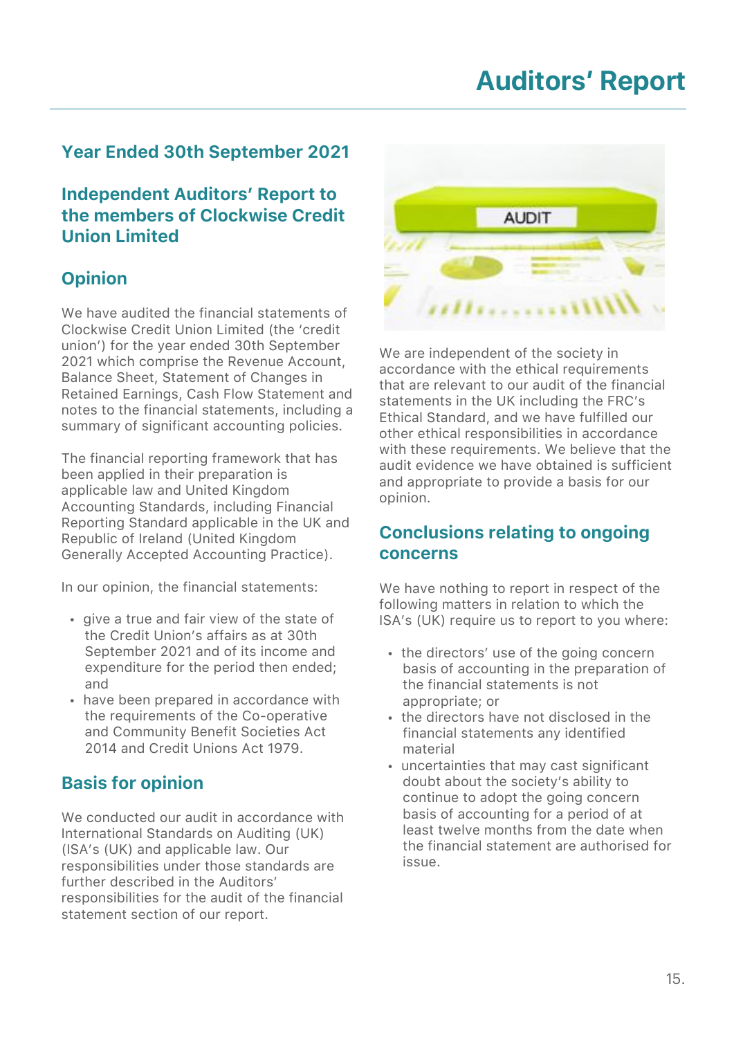# Auditors' Report

## Year Ended 30th September 2021

## Independent Auditors' Report to the members of Clockwise Credit Union Limited

## Opinion

We have audited the financial statements of Clockwise Credit Union Limited (the 'credit union') for the year ended 30th September 2021 which comprise the Revenue Account, Balance Sheet, Statement of Changes in Retained Earnings, Cash Flow Statement and notes to the financial statements, including a summary of significant accounting policies.

The financial reporting framework that has been applied in their preparation is applicable law and United Kingdom Accounting Standards, including Financial Reporting Standard applicable in the UK and Republic of Ireland (United Kingdom Generally Accepted Accounting Practice).

In our opinion, the financial statements:

- give a true and fair view of the state of the Credit Union's affairs as at 30th September 2021 and of its income and expenditure for the period then ended; and
- have been prepared in accordance with the requirements of the Co-operative and Community Benefit Societies Act 2014 and Credit Unions Act 1979.

## Basis for opinion

We conducted our audit in accordance with International Standards on Auditing (UK) (ISA's (UK) and applicable law. Our responsibilities under those standards are further described in the Auditors' responsibilities for the audit of the financial statement section of our report.

We are independent of the society in accordance with the ethical requirements that are relevant to our audit of the financial statements in the UK including the FRC's Ethical Standard, and we have fulfilled our other ethical responsibilities in accordance with these requirements. We believe that the audit evidence we have obtained is sufficient and appropriate to provide a basis for our opinion.

## Conclusions relating to ongoing concerns

We have nothing to report in respect of the following matters in relation to which the ISA's (UK) require us to report to you where:

- the directors' use of the going concern basis of accounting in the preparation of the financial statements is not appropriate; or
- the directors have not disclosed in the financial statements any identified material
- uncertainties that may cast significant doubt about the society's ability to continue to adopt the going concern basis of accounting for a period of at least twelve months from the date when the financial statement are authorised for issue.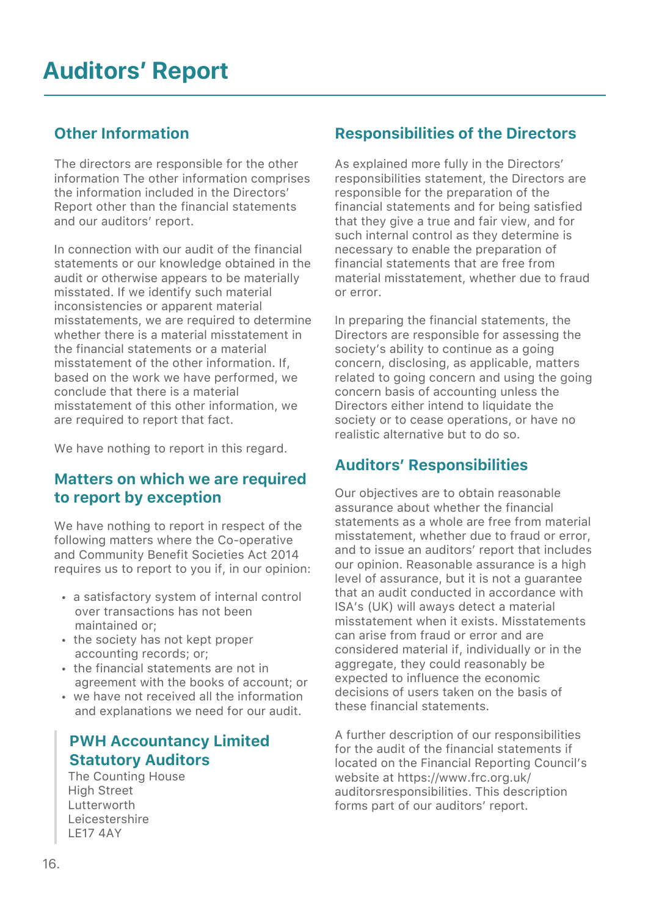# Auditors' Report

## Other Information

The directors are responsible for the other information The other information comprises the information included in the Directors' Report other than the financial statements and our auditors' report.

In connection with our audit of the financial statements or our knowledge obtained in the audit or otherwise appears to be materially misstated. If we identify such material inconsistencies or apparent material misstatements, we are required to determine whether there is a material misstatement in the financial statements or a material misstatement of the other information. If, based on the work we have performed, we conclude that there is a material misstatement of this other information, we are required to report that fact.

We have nothing to report in this regard.

## Matters on which we are required to report by exception

We have nothing to report in respect of the following matters where the Co-operative and Community Benefit Societies Act 2014 requires us to report to you if, in our opinion:

- a satisfactory system of internal control over transactions has not been maintained or;
- the society has not kept proper accounting records; or;
- the financial statements are not in agreement with the books of account; or
- we have not received all the information and explanations we need for our audit.

**PWH Accountancy Limited**
**Statutory Auditors**
The Counting House
High Street
Lutterworth
Leicestershire
LE17 4AY

## Responsibilities of the Directors

As explained more fully in the Directors' responsibilities statement, the Directors are responsible for the preparation of the financial statements and for being satisfied that they give a true and fair view, and for such internal control as they determine is necessary to enable the preparation of financial statements that are free from material misstatement, whether due to fraud or error.

In preparing the financial statements, the Directors are responsible for assessing the society's ability to continue as a going concern, disclosing, as applicable, matters related to going concern and using the going concern basis of accounting unless the Directors either intend to liquidate the society or to cease operations, or have no realistic alternative but to do so.

## Auditors' Responsibilities

Our objectives are to obtain reasonable assurance about whether the financial statements as a whole are free from material misstatement, whether due to fraud or error, and to issue an auditors' report that includes our opinion. Reasonable assurance is a high level of assurance, but it is not a guarantee that an audit conducted in accordance with ISA's (UK) will aways detect a material misstatement when it exists. Misstatements can arise from fraud or error and are considered material if, individually or in the aggregate, they could reasonably be expected to influence the economic decisions of users taken on the basis of these financial statements.

A further description of our responsibilities for the audit of the financial statements if located on the Financial Reporting Council's website at https://www.frc.org.uk/auditorsresponsibilities. This description forms part of our auditors' report.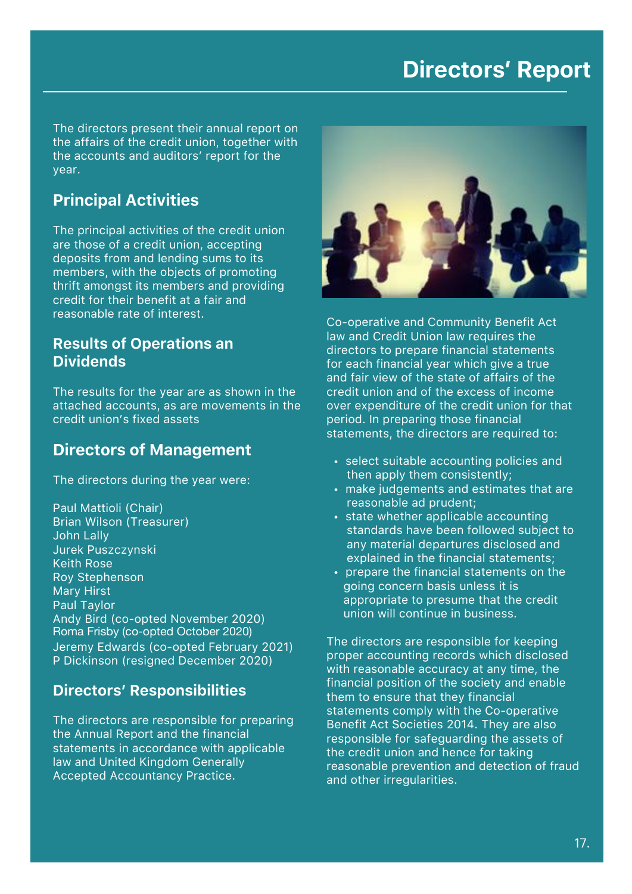# Directors' Report

The directors present their annual report on the affairs of the credit union, together with the accounts and auditors' report for the year.

## Principal Activities

The principal activities of the credit union are those of a credit union, accepting deposits from and lending sums to its members, with the objects of promoting thrift amongst its members and providing credit for their benefit at a fair and reasonable rate of interest.

## Results of Operations an Dividends

The results for the year are as shown in the attached accounts, as are movements in the credit union's fixed assets

## Directors of Management

The directors during the year were:

Paul Mattioli (Chair)
Brian Wilson (Treasurer)
John Lally
Jurek Puszczynski
Keith Rose
Roy Stephenson
Mary Hirst
Paul Taylor
Andy Bird (co-opted November 2020)
Roma Frisby (co-opted October 2020)
Jeremy Edwards (co-opted February 2021)
P Dickinson (resigned December 2020)

## Directors' Responsibilities

The directors are responsible for preparing the Annual Report and the financial statements in accordance with applicable law and United Kingdom Generally Accepted Accountancy Practice.

Co-operative and Community Benefit Act law and Credit Union law requires the directors to prepare financial statements for each financial year which give a true and fair view of the state of affairs of the credit union and of the excess of income over expenditure of the credit union for that period. In preparing those financial statements, the directors are required to:

- select suitable accounting policies and then apply them consistently;
- make judgements and estimates that are reasonable ad prudent;
- state whether applicable accounting standards have been followed subject to any material departures disclosed and explained in the financial statements;
- prepare the financial statements on the going concern basis unless it is appropriate to presume that the credit union will continue in business.

The directors are responsible for keeping proper accounting records which disclosed with reasonable accuracy at any time, the financial position of the society and enable them to ensure that they financial statements comply with the Co-operative Benefit Act Societies 2014. They are also responsible for safeguarding the assets of the credit union and hence for taking reasonable prevention and detection of fraud and other irregularities.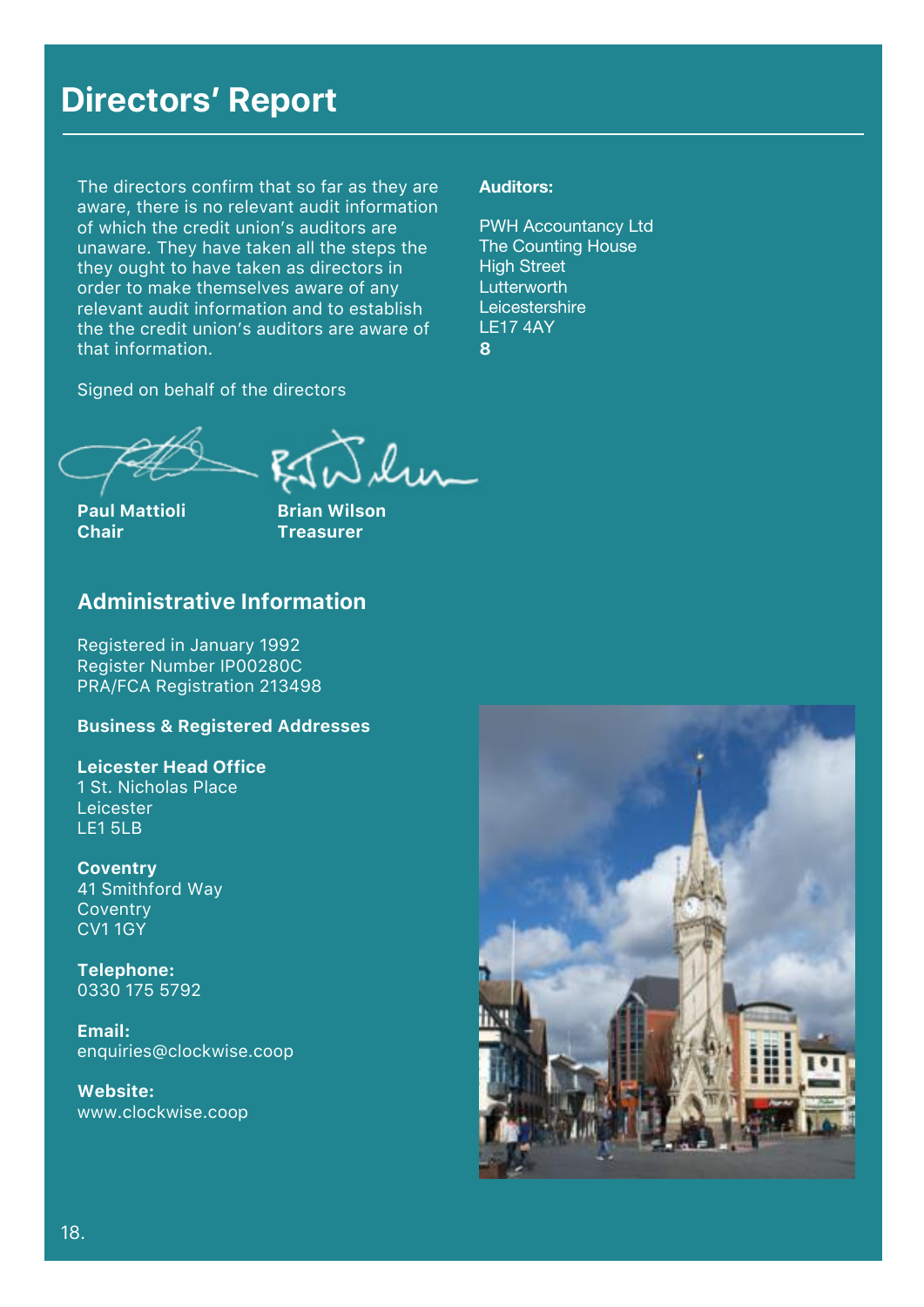# Directors' Report

The directors confirm that so far as they are aware, there is no relevant audit information of which the credit union's auditors are unaware. They have taken all the steps the they ought to have taken as directors in order to make themselves aware of any relevant audit information and to establish the the credit union's auditors are aware of that information.

Signed on behalf of the directors

**Paul Mattioli**
**Chair**

**Brian Wilson**
**Treasurer**

**Auditors:**

PWH Accountancy Ltd
The Counting House
High Street
Lutterworth
Leicestershire
LE17 4AY
**8**

## Administrative Information

Registered in January 1992
Register Number IP00280C
PRA/FCA Registration 213498

**Business & Registered Addresses**

**Leicester Head Office**
1 St. Nicholas Place
Leicester
LE1 5LB

**Coventry**
41 Smithford Way
Coventry
CV1 1GY

**Telephone:**
0330 175 5792

**Email:**
enquiries@clockwise.coop

**Website:**
www.clockwise.coop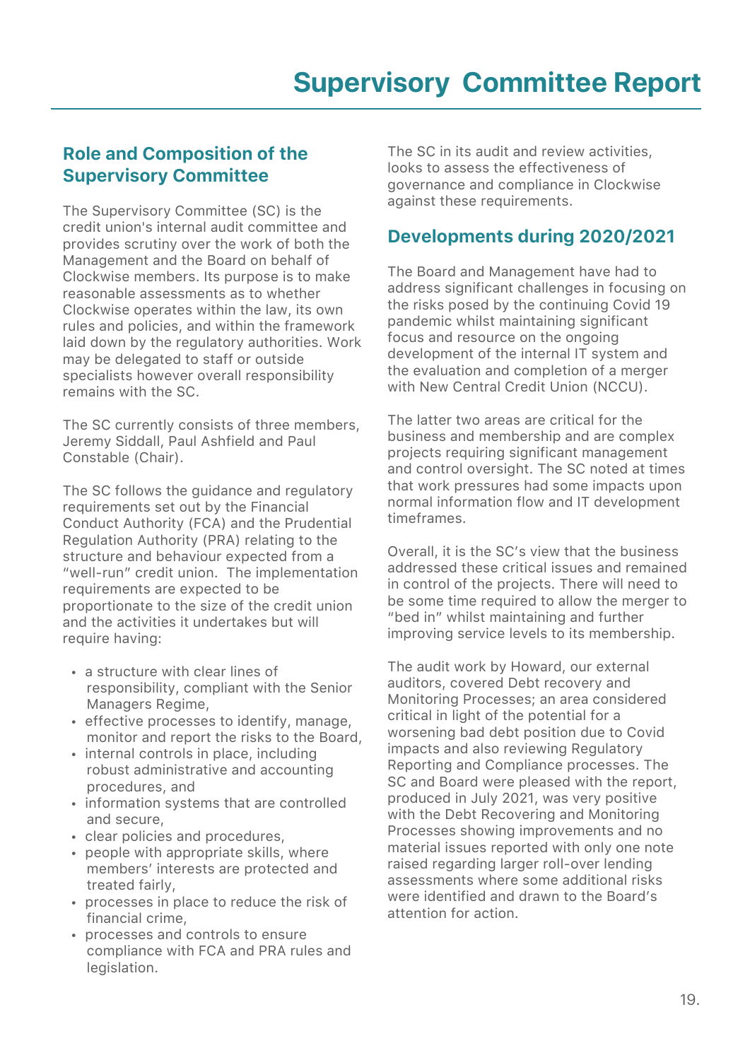# Supervisory Committee Report

## Role and Composition of the Supervisory Committee

The Supervisory Committee (SC) is the credit union's internal audit committee and provides scrutiny over the work of both the Management and the Board on behalf of Clockwise members. Its purpose is to make reasonable assessments as to whether Clockwise operates within the law, its own rules and policies, and within the framework laid down by the regulatory authorities. Work may be delegated to staff or outside specialists however overall responsibility remains with the SC.

The SC currently consists of three members, Jeremy Siddall, Paul Ashfield and Paul Constable (Chair).

The SC follows the guidance and regulatory requirements set out by the Financial Conduct Authority (FCA) and the Prudential Regulation Authority (PRA) relating to the structure and behaviour expected from a "well-run" credit union. The implementation requirements are expected to be proportionate to the size of the credit union and the activities it undertakes but will require having:

- a structure with clear lines of responsibility, compliant with the Senior Managers Regime,
- effective processes to identify, manage, monitor and report the risks to the Board,
- internal controls in place, including robust administrative and accounting procedures, and
- information systems that are controlled and secure,
- clear policies and procedures,
- people with appropriate skills, where members' interests are protected and treated fairly,
- processes in place to reduce the risk of financial crime,
- processes and controls to ensure compliance with FCA and PRA rules and legislation.

The SC in its audit and review activities, looks to assess the effectiveness of governance and compliance in Clockwise against these requirements.

## Developments during 2020/2021

The Board and Management have had to address significant challenges in focusing on the risks posed by the continuing Covid 19 pandemic whilst maintaining significant focus and resource on the ongoing development of the internal IT system and the evaluation and completion of a merger with New Central Credit Union (NCCU).

The latter two areas are critical for the business and membership and are complex projects requiring significant management and control oversight. The SC noted at times that work pressures had some impacts upon normal information flow and IT development timeframes.

Overall, it is the SC's view that the business addressed these critical issues and remained in control of the projects. There will need to be some time required to allow the merger to "bed in" whilst maintaining and further improving service levels to its membership.

The audit work by Howard, our external auditors, covered Debt recovery and Monitoring Processes; an area considered critical in light of the potential for a worsening bad debt position due to Covid impacts and also reviewing Regulatory Reporting and Compliance processes. The SC and Board were pleased with the report, produced in July 2021, was very positive with the Debt Recovering and Monitoring Processes showing improvements and no material issues reported with only one note raised regarding larger roll-over lending assessments where some additional risks were identified and drawn to the Board's attention for action.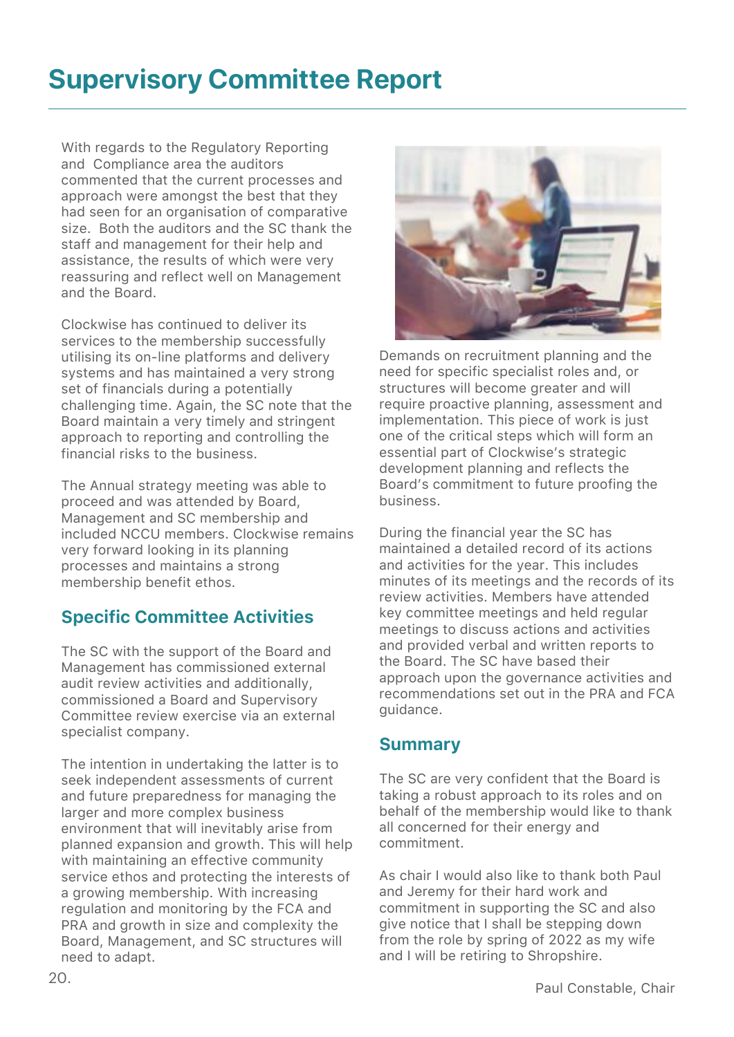# Supervisory Committee Report

With regards to the Regulatory Reporting and Compliance area the auditors commented that the current processes and approach were amongst the best that they had seen for an organisation of comparative size. Both the auditors and the SC thank the staff and management for their help and assistance, the results of which were very reassuring and reflect well on Management and the Board.

Clockwise has continued to deliver its services to the membership successfully utilising its on-line platforms and delivery systems and has maintained a very strong set of financials during a potentially challenging time. Again, the SC note that the Board maintain a very timely and stringent approach to reporting and controlling the financial risks to the business.

The Annual strategy meeting was able to proceed and was attended by Board, Management and SC membership and included NCCU members. Clockwise remains very forward looking in its planning processes and maintains a strong membership benefit ethos.

## Specific Committee Activities

The SC with the support of the Board and Management has commissioned external audit review activities and additionally, commissioned a Board and Supervisory Committee review exercise via an external specialist company.

The intention in undertaking the latter is to seek independent assessments of current and future preparedness for managing the larger and more complex business environment that will inevitably arise from planned expansion and growth. This will help with maintaining an effective community service ethos and protecting the interests of a growing membership. With increasing regulation and monitoring by the FCA and PRA and growth in size and complexity the Board, Management, and SC structures will need to adapt.

Demands on recruitment planning and the need for specific specialist roles and, or structures will become greater and will require proactive planning, assessment and implementation. This piece of work is just one of the critical steps which will form an essential part of Clockwise's strategic development planning and reflects the Board's commitment to future proofing the business.

During the financial year the SC has maintained a detailed record of its actions and activities for the year. This includes minutes of its meetings and the records of its review activities. Members have attended key committee meetings and held regular meetings to discuss actions and activities and provided verbal and written reports to the Board. The SC have based their approach upon the governance activities and recommendations set out in the PRA and FCA guidance.

## Summary

The SC are very confident that the Board is taking a robust approach to its roles and on behalf of the membership would like to thank all concerned for their energy and commitment.

As chair I would also like to thank both Paul and Jeremy for their hard work and commitment in supporting the SC and also give notice that I shall be stepping down from the role by spring of 2022 as my wife and I will be retiring to Shropshire.

Paul Constable, Chair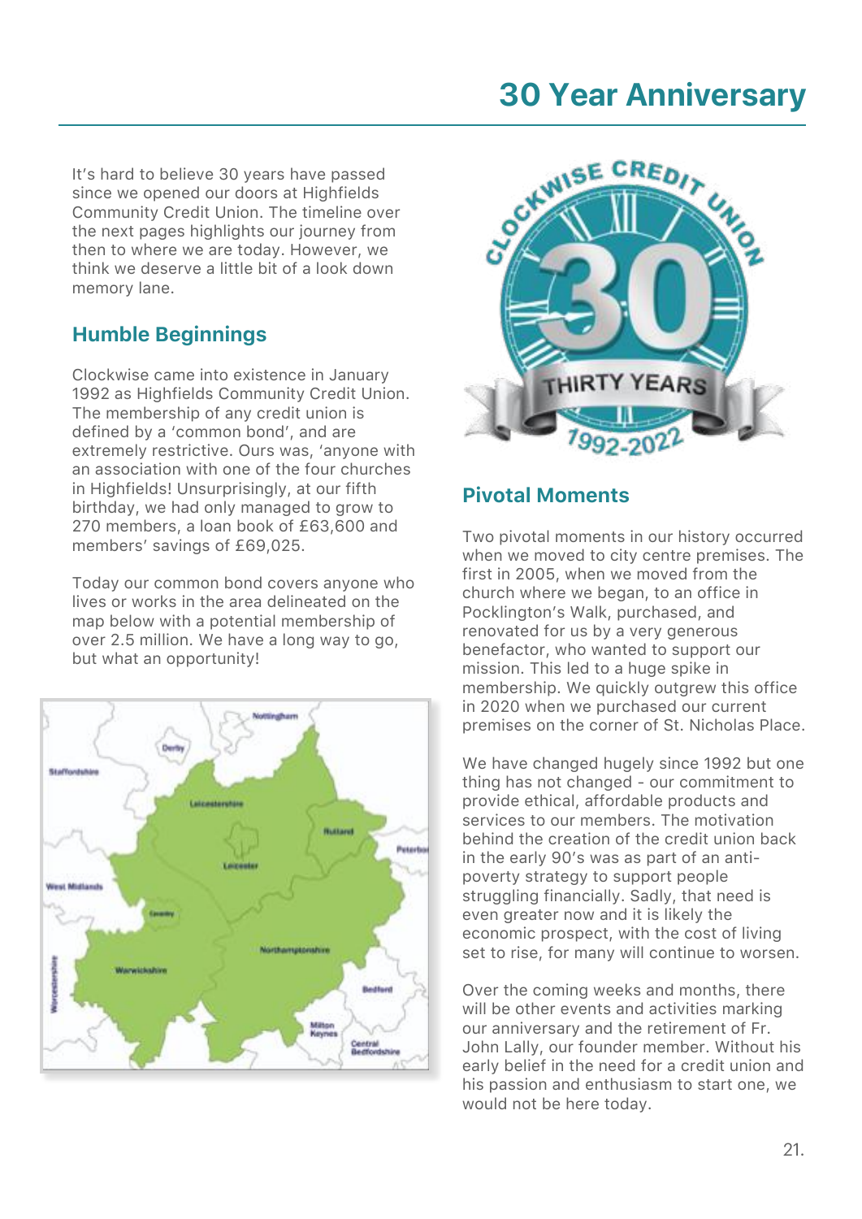# 30 Year Anniversary

It's hard to believe 30 years have passed since we opened our doors at Highfields Community Credit Union. The timeline over the next pages highlights our journey from then to where we are today. However, we think we deserve a little bit of a look down memory lane.

## Humble Beginnings

Clockwise came into existence in January 1992 as Highfields Community Credit Union. The membership of any credit union is defined by a 'common bond', and are extremely restrictive. Ours was, 'anyone with an association with one of the four churches in Highfields! Unsurprisingly, at our fifth birthday, we had only managed to grow to 270 members, a loan book of £63,600 and members' savings of £69,025.

Today our common bond covers anyone who lives or works in the area delineated on the map below with a potential membership of over 2.5 million. We have a long way to go, but what an opportunity!

## Pivotal Moments

Two pivotal moments in our history occurred when we moved to city centre premises. The first in 2005, when we moved from the church where we began, to an office in Pocklington's Walk, purchased, and renovated for us by a very generous benefactor, who wanted to support our mission. This led to a huge spike in membership. We quickly outgrew this office in 2020 when we purchased our current premises on the corner of St. Nicholas Place.

We have changed hugely since 1992 but one thing has not changed - our commitment to provide ethical, affordable products and services to our members. The motivation behind the creation of the credit union back in the early 90's was as part of an anti-poverty strategy to support people struggling financially. Sadly, that need is even greater now and it is likely the economic prospect, with the cost of living set to rise, for many will continue to worsen.

Over the coming weeks and months, there will be other events and activities marking our anniversary and the retirement of Fr. John Lally, our founder member. Without his early belief in the need for a credit union and his passion and enthusiasm to start one, we would not be here today.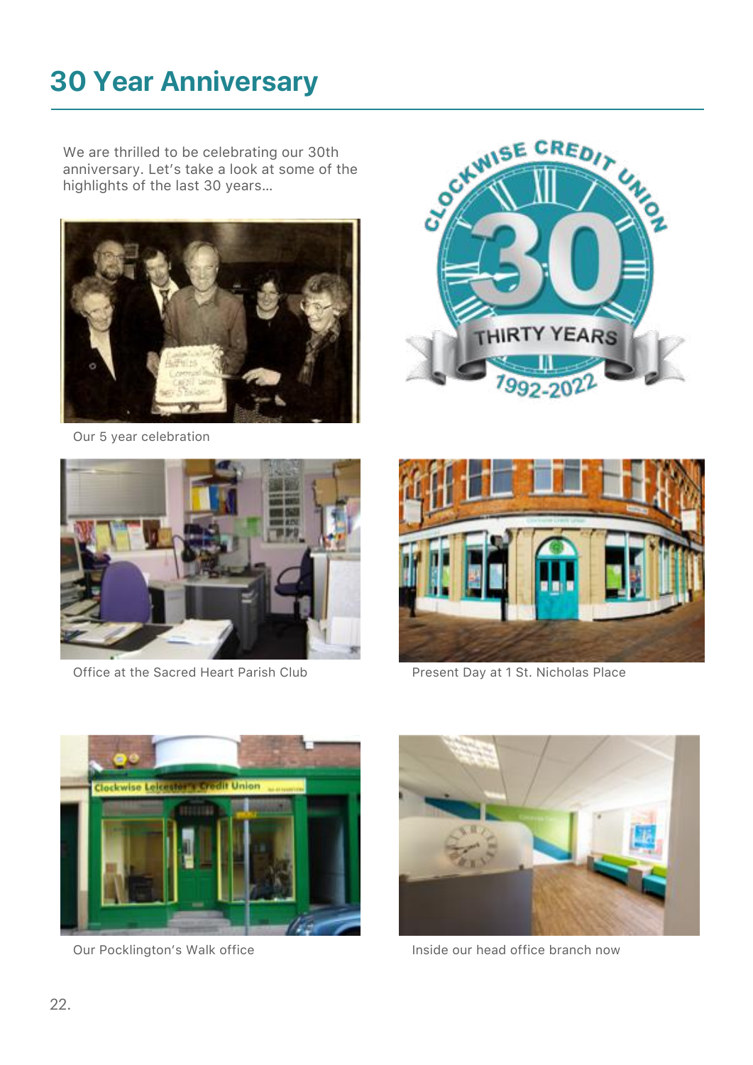# 30 Year Anniversary

We are thrilled to be celebrating our 30th anniversary. Let's take a look at some of the highlights of the last 30 years...

Our 5 year celebration

Office at the Sacred Heart Parish Club

Present Day at 1 St. Nicholas Place

Our Pocklington's Walk office

Inside our head office branch now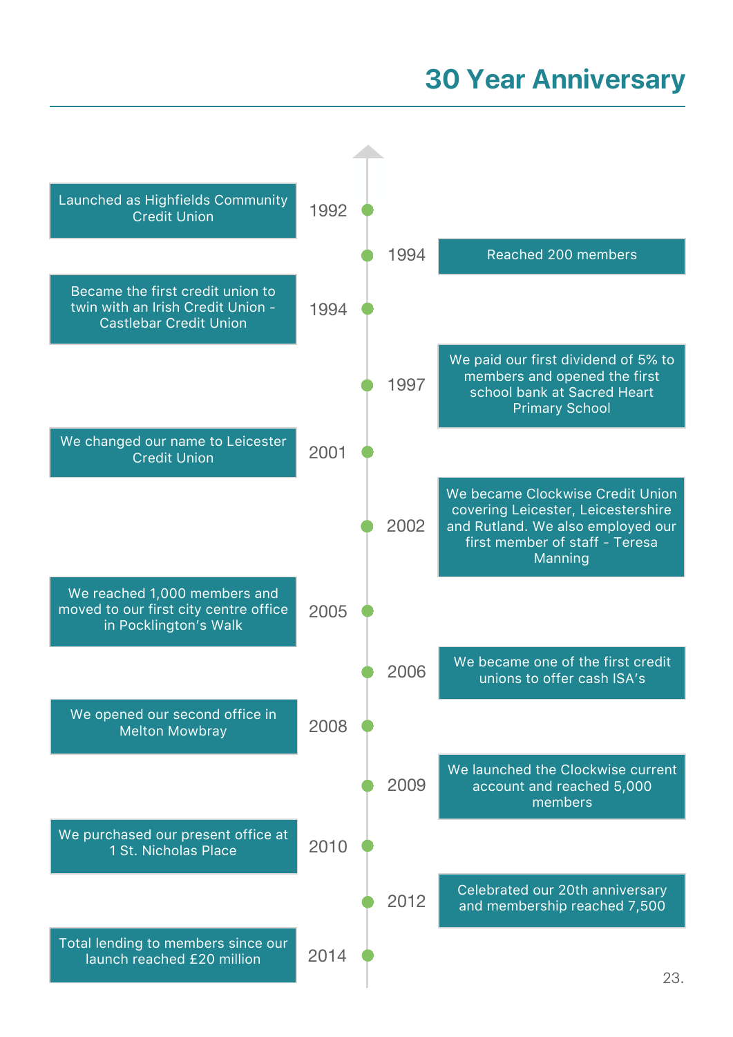# 30 Year Anniversary

- **1992** – Launched as Highfields Community Credit Union
- **1994** – Reached 200 members
- **1994** – Became the first credit union to twin with an Irish Credit Union - Castlebar Credit Union
- **1997** – We paid our first dividend of 5% to members and opened the first school bank at Sacred Heart Primary School
- **2001** – We changed our name to Leicester Credit Union
- **2002** – We became Clockwise Credit Union covering Leicester, Leicestershire and Rutland. We also employed our first member of staff - Teresa Manning
- **2005** – We reached 1,000 members and moved to our first city centre office in Pocklington's Walk
- **2006** – We became one of the first credit unions to offer cash ISA's
- **2008** – We opened our second office in Melton Mowbray
- **2009** – We launched the Clockwise current account and reached 5,000 members
- **2010** – We purchased our present office at 1 St. Nicholas Place
- **2012** – Celebrated our 20th anniversary and membership reached 7,500
- **2014** – Total lending to members since our launch reached £20 million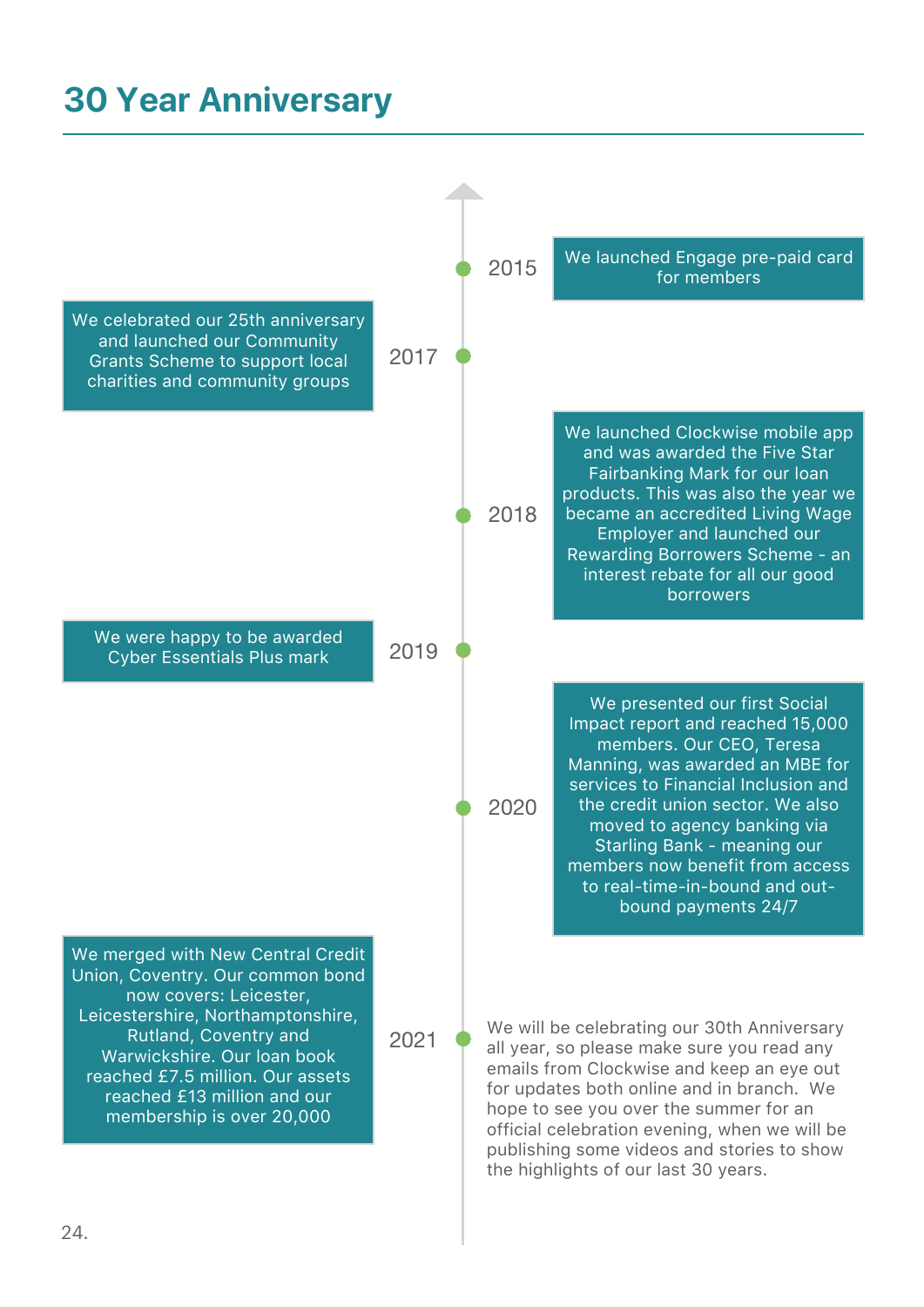# 30 Year Anniversary

**2015** — We launched Engage pre-paid card for members

**2017** — We celebrated our 25th anniversary and launched our Community Grants Scheme to support local charities and community groups

**2018** — We launched Clockwise mobile app and was awarded the Five Star Fairbanking Mark for our loan products. This was also the year we became an accredited Living Wage Employer and launched our Rewarding Borrowers Scheme - an interest rebate for all our good borrowers

**2019** — We were happy to be awarded Cyber Essentials Plus mark

**2020** — We presented our first Social Impact report and reached 15,000 members. Our CEO, Teresa Manning, was awarded an MBE for services to Financial Inclusion and the credit union sector. We also moved to agency banking via Starling Bank - meaning our members now benefit from access to real-time-in-bound and out-bound payments 24/7

**2021** — We merged with New Central Credit Union, Coventry. Our common bond now covers: Leicester, Leicestershire, Northamptonshire, Rutland, Coventry and Warwickshire. Our loan book reached £7.5 million. Our assets reached £13 million and our membership is over 20,000

We will be celebrating our 30th Anniversary all year, so please make sure you read any emails from Clockwise and keep an eye out for updates both online and in branch. We hope to see you over the summer for an official celebration evening, when we will be publishing some videos and stories to show the highlights of our last 30 years.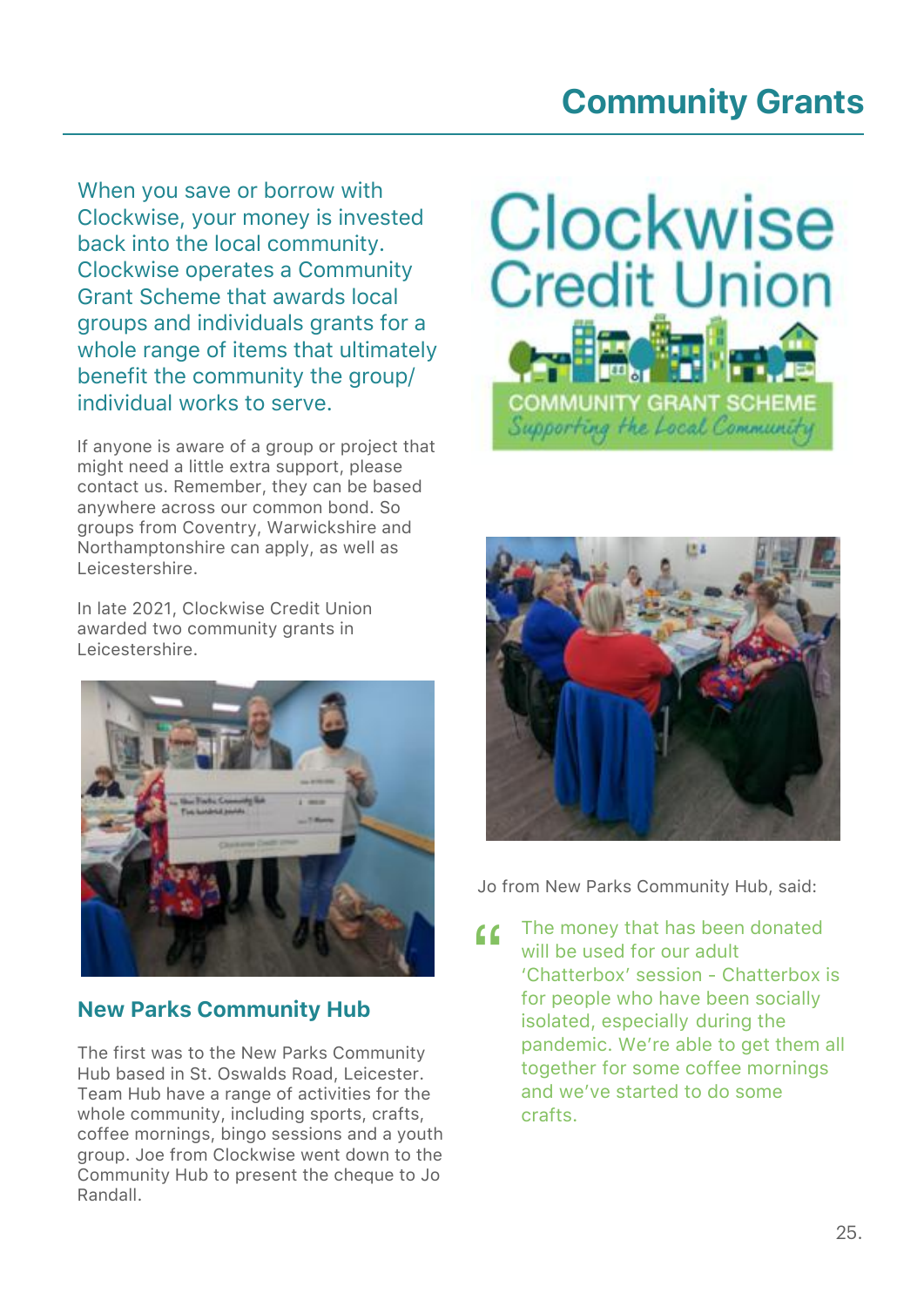# Community Grants

When you save or borrow with Clockwise, your money is invested back into the local community. Clockwise operates a Community Grant Scheme that awards local groups and individuals grants for a whole range of items that ultimately benefit the community the group/ individual works to serve.

If anyone is aware of a group or project that might need a little extra support, please contact us. Remember, they can be based anywhere across our common bond. So groups from Coventry, Warwickshire and Northamptonshire can apply, as well as Leicestershire.

In late 2021, Clockwise Credit Union awarded two community grants in Leicestershire.

## New Parks Community Hub

The first was to the New Parks Community Hub based in St. Oswalds Road, Leicester. Team Hub have a range of activities for the whole community, including sports, crafts, coffee mornings, bingo sessions and a youth group. Joe from Clockwise went down to the Community Hub to present the cheque to Jo Randall.

Jo from New Parks Community Hub, said:

> "The money that has been donated will be used for our adult 'Chatterbox' session - Chatterbox is for people who have been socially isolated, especially during the pandemic. We're able to get them all together for some coffee mornings and we've started to do some crafts.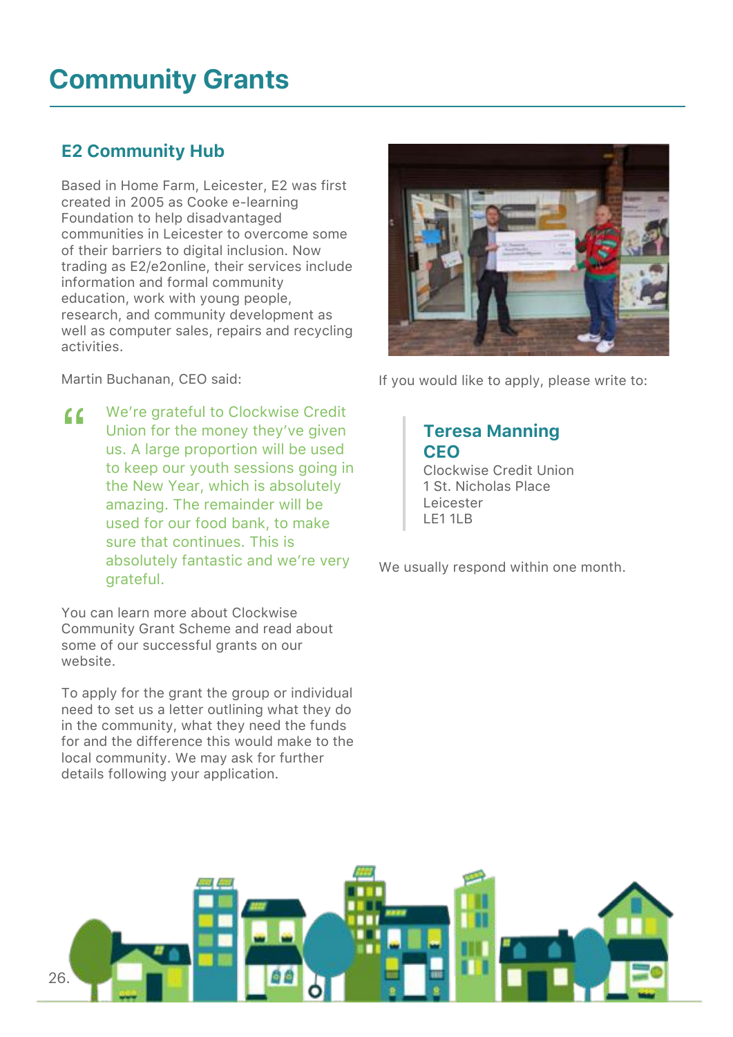# Community Grants

## E2 Community Hub

Based in Home Farm, Leicester, E2 was first created in 2005 as Cooke e-learning Foundation to help disadvantaged communities in Leicester to overcome some of their barriers to digital inclusion. Now trading as E2/e2online, their services include information and formal community education, work with young people, research, and community development as well as computer sales, repairs and recycling activities.

Martin Buchanan, CEO said:

> "We're grateful to Clockwise Credit Union for the money they've given us. A large proportion will be used to keep our youth sessions going in the New Year, which is absolutely amazing. The remainder will be used for our food bank, to make sure that continues. This is absolutely fantastic and we're very grateful.

You can learn more about Clockwise Community Grant Scheme and read about some of our successful grants on our website.

To apply for the grant the group or individual need to set us a letter outlining what they do in the community, what they need the funds for and the difference this would make to the local community. We may ask for further details following your application.

If you would like to apply, please write to:

**Teresa Manning**
**CEO**
Clockwise Credit Union
1 St. Nicholas Place
Leicester
LE1 1LB

We usually respond within one month.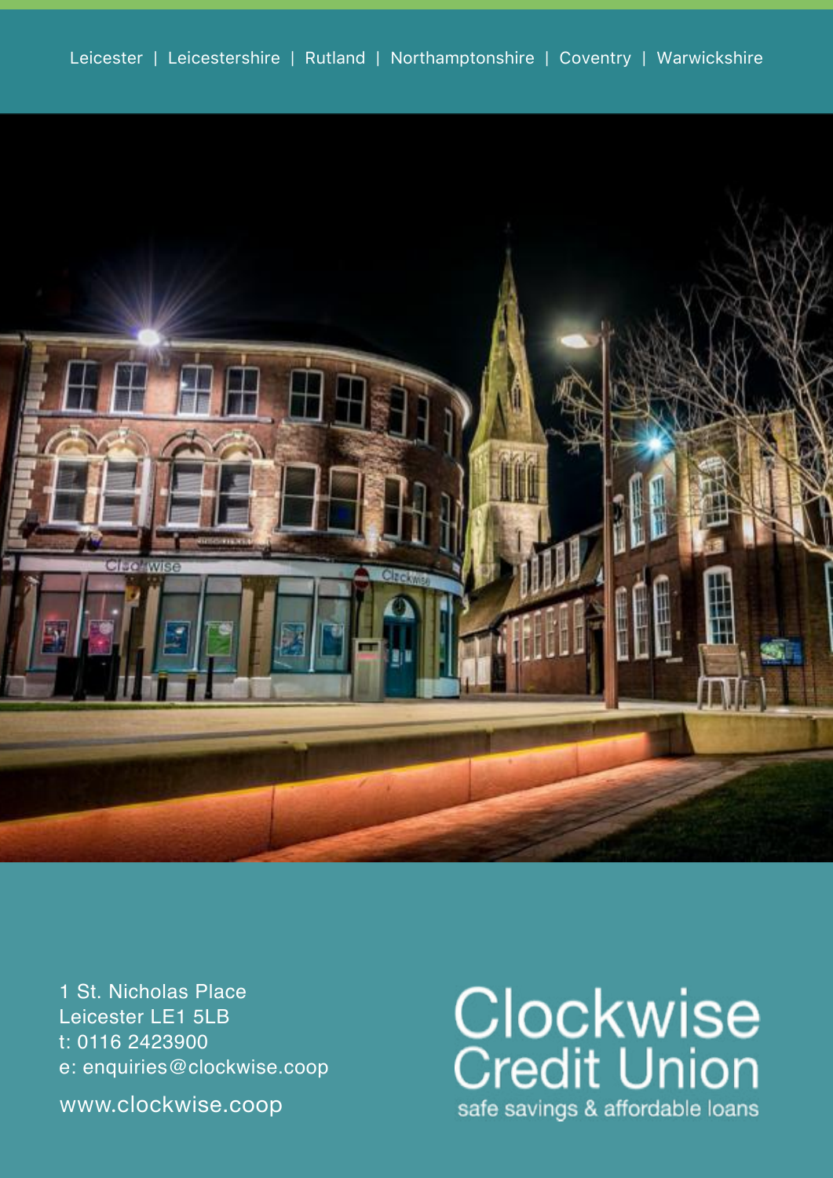Leicester | Leicestershire | Rutland | Northamptonshire | Coventry | Warwickshire

1 St. Nicholas Place
Leicester LE1 5LB
t: 0116 2423900
e: enquiries@clockwise.coop

www.clockwise.coop

Clockwise Credit Union
safe savings & affordable loans